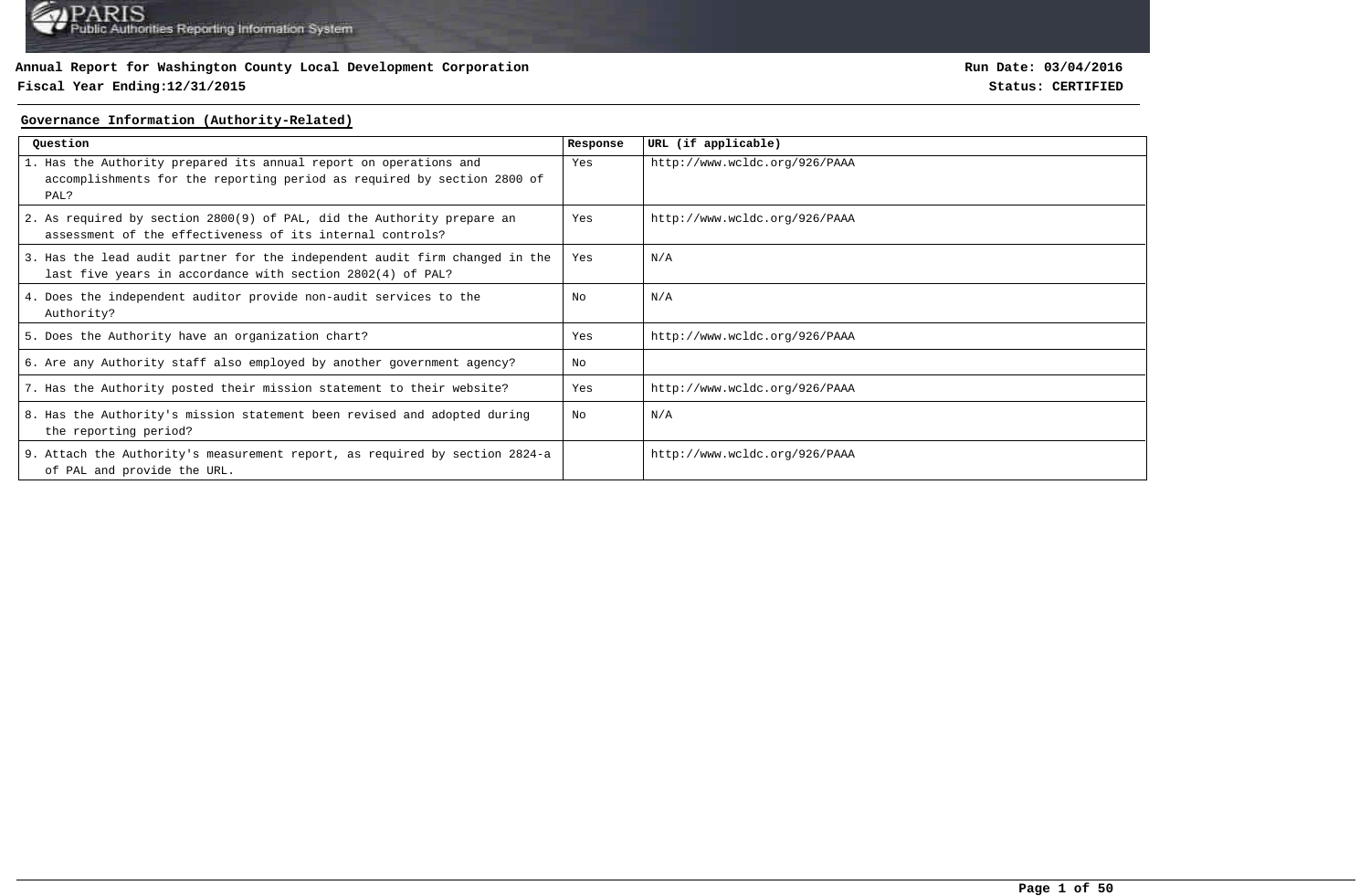**Annual Report for Washington County Local Development Corporation**

**Fiscal Year Ending:12/31/2015**

**Run Date: 03/04/2016**

**Status: CERTIFIED**

## Governance Information (Authority-Related)

| Question | Response | URL (if applicable) |
|---|---|---|
| 1. Has the Authority prepared its annual report on operations and accomplishments for the reporting period as required by section 2800 of PAL? | Yes | http://www.wcldc.org/926/PAAA |
| 2. As required by section 2800(9) of PAL, did the Authority prepare an assessment of the effectiveness of its internal controls? | Yes | http://www.wcldc.org/926/PAAA |
| 3. Has the lead audit partner for the independent audit firm changed in the last five years in accordance with section 2802(4) of PAL? | Yes | N/A |
| 4. Does the independent auditor provide non-audit services to the Authority? | No | N/A |
| 5. Does the Authority have an organization chart? | Yes | http://www.wcldc.org/926/PAAA |
| 6. Are any Authority staff also employed by another government agency? | No | |
| 7. Has the Authority posted their mission statement to their website? | Yes | http://www.wcldc.org/926/PAAA |
| 8. Has the Authority's mission statement been revised and adopted during the reporting period? | No | N/A |
| 9. Attach the Authority's measurement report, as required by section 2824-a of PAL and provide the URL. | | http://www.wcldc.org/926/PAAA |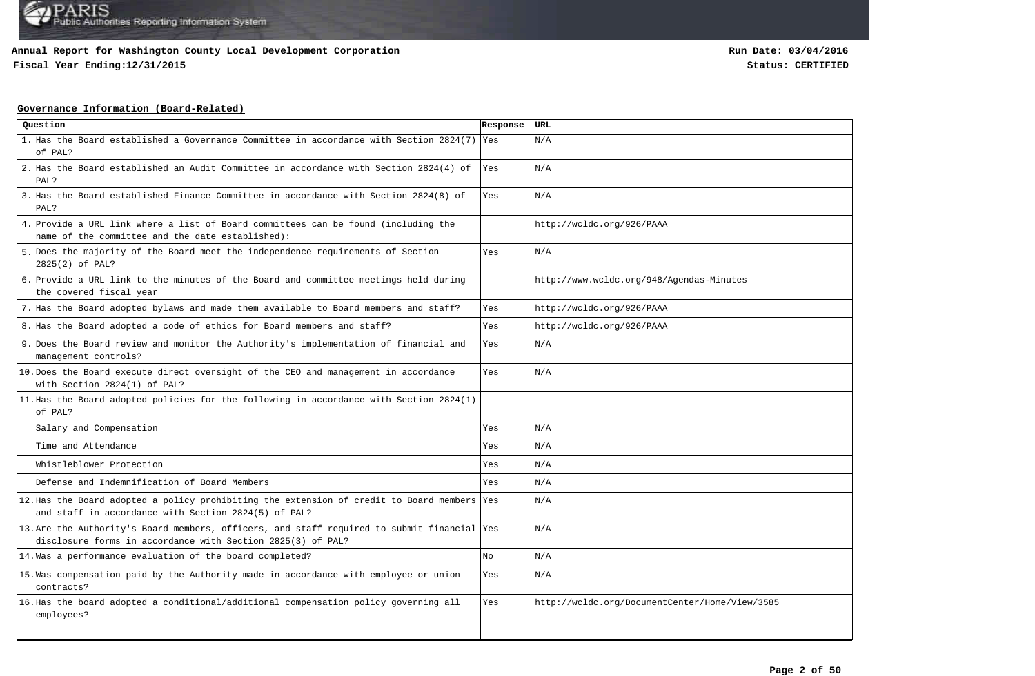**Annual Report for Washington County Local Development Corporation**

**Fiscal Year Ending:12/31/2015**

**Run Date: 03/04/2016**

**Status: CERTIFIED**

## Governance Information (Board-Related)

| Question | Response | URL |
|---|---|---|
| 1. Has the Board established a Governance Committee in accordance with Section 2824(7) of PAL? | Yes | N/A |
| 2. Has the Board established an Audit Committee in accordance with Section 2824(4) of PAL? | Yes | N/A |
| 3. Has the Board established Finance Committee in accordance with Section 2824(8) of PAL? | Yes | N/A |
| 4. Provide a URL link where a list of Board committees can be found (including the name of the committee and the date established): | | http://wcldc.org/926/PAAA |
| 5. Does the majority of the Board meet the independence requirements of Section 2825(2) of PAL? | Yes | N/A |
| 6. Provide a URL link to the minutes of the Board and committee meetings held during the covered fiscal year | | http://www.wcldc.org/948/Agendas-Minutes |
| 7. Has the Board adopted bylaws and made them available to Board members and staff? | Yes | http://wcldc.org/926/PAAA |
| 8. Has the Board adopted a code of ethics for Board members and staff? | Yes | http://wcldc.org/926/PAAA |
| 9. Does the Board review and monitor the Authority's implementation of financial and management controls? | Yes | N/A |
| 10. Does the Board execute direct oversight of the CEO and management in accordance with Section 2824(1) of PAL? | Yes | N/A |
| 11. Has the Board adopted policies for the following in accordance with Section 2824(1) of PAL? | | |
| Salary and Compensation | Yes | N/A |
| Time and Attendance | Yes | N/A |
| Whistleblower Protection | Yes | N/A |
| Defense and Indemnification of Board Members | Yes | N/A |
| 12. Has the Board adopted a policy prohibiting the extension of credit to Board members and staff in accordance with Section 2824(5) of PAL? | Yes | N/A |
| 13. Are the Authority's Board members, officers, and staff required to submit financial disclosure forms in accordance with Section 2825(3) of PAL? | Yes | N/A |
| 14. Was a performance evaluation of the board completed? | No | N/A |
| 15. Was compensation paid by the Authority made in accordance with employee or union contracts? | Yes | N/A |
| 16. Has the board adopted a conditional/additional compensation policy governing all employees? | Yes | http://wcldc.org/DocumentCenter/Home/View/3585 |
| | | |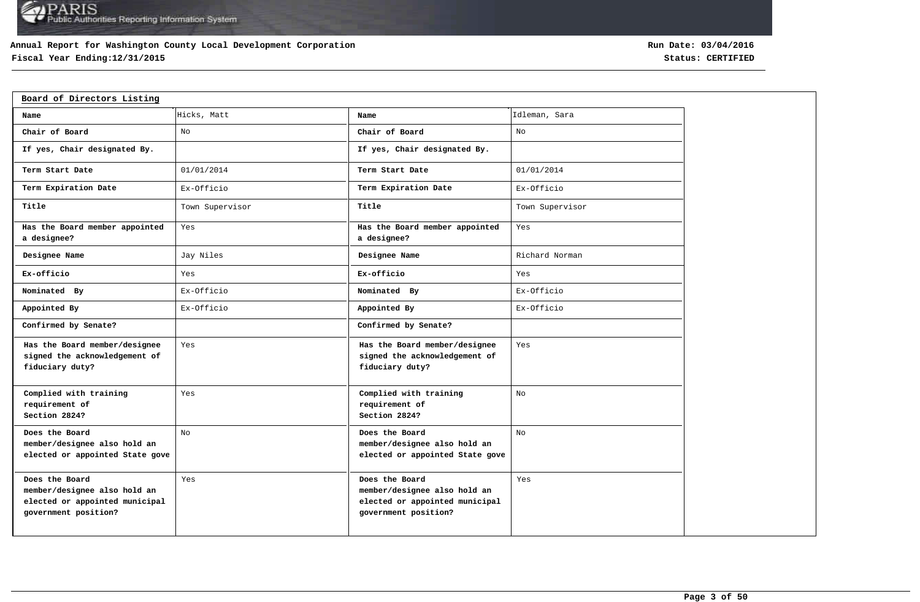Annual Report for Washington County Local Development Corporation
Fiscal Year Ending:12/31/2015

Run Date: 03/04/2016
Status: CERTIFIED

## Board of Directors Listing

| Name | Hicks, Matt | Name | Idleman, Sara |
|---|---|---|---|
| Chair of Board | No | Chair of Board | No |
| If yes, Chair designated By. | | If yes, Chair designated By. | |
| Term Start Date | 01/01/2014 | Term Start Date | 01/01/2014 |
| Term Expiration Date | Ex-Officio | Term Expiration Date | Ex-Officio |
| Title | Town Supervisor | Title | Town Supervisor |
| Has the Board member appointed a designee? | Yes | Has the Board member appointed a designee? | Yes |
| Designee Name | Jay Niles | Designee Name | Richard Norman |
| Ex-officio | Yes | Ex-officio | Yes |
| Nominated By | Ex-Officio | Nominated By | Ex-Officio |
| Appointed By | Ex-Officio | Appointed By | Ex-Officio |
| Confirmed by Senate? | | Confirmed by Senate? | |
| Has the Board member/designee signed the acknowledgement of fiduciary duty? | Yes | Has the Board member/designee signed the acknowledgement of fiduciary duty? | Yes |
| Complied with training requirement of Section 2824? | Yes | Complied with training requirement of Section 2824? | No |
| Does the Board member/designee also hold an elected or appointed State gove | No | Does the Board member/designee also hold an elected or appointed State gove | No |
| Does the Board member/designee also hold an elected or appointed municipal government position? | Yes | Does the Board member/designee also hold an elected or appointed municipal government position? | Yes |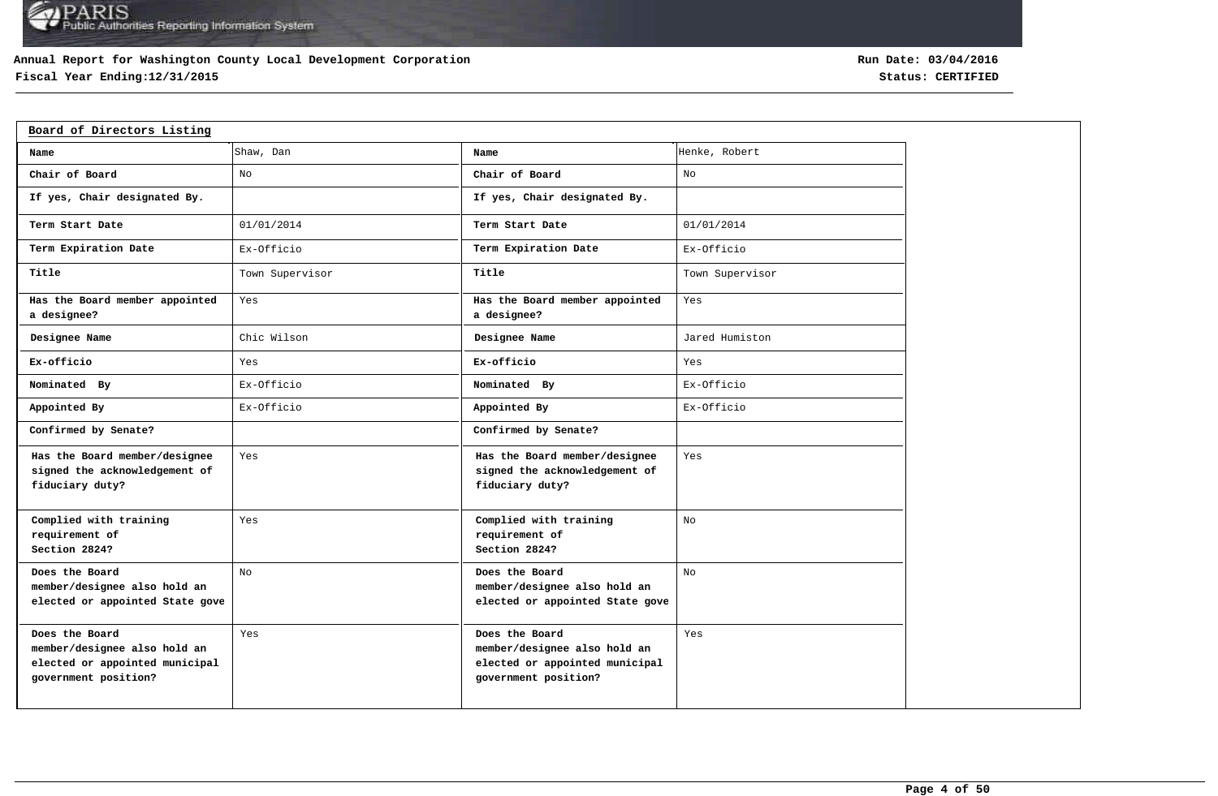**Annual Report for Washington County Local Development Corporation**
**Fiscal Year Ending:12/31/2015**

**Run Date: 03/04/2016**
**Status: CERTIFIED**

## Board of Directors Listing

| Name | Shaw, Dan | Name | Henke, Robert |
|---|---|---|---|
| Chair of Board | No | Chair of Board | No |
| If yes, Chair designated By. | | If yes, Chair designated By. | |
| Term Start Date | 01/01/2014 | Term Start Date | 01/01/2014 |
| Term Expiration Date | Ex-Officio | Term Expiration Date | Ex-Officio |
| Title | Town Supervisor | Title | Town Supervisor |
| Has the Board member appointed a designee? | Yes | Has the Board member appointed a designee? | Yes |
| Designee Name | Chic Wilson | Designee Name | Jared Humiston |
| Ex-officio | Yes | Ex-officio | Yes |
| Nominated By | Ex-Officio | Nominated By | Ex-Officio |
| Appointed By | Ex-Officio | Appointed By | Ex-Officio |
| Confirmed by Senate? | | Confirmed by Senate? | |
| Has the Board member/designee signed the acknowledgement of fiduciary duty? | Yes | Has the Board member/designee signed the acknowledgement of fiduciary duty? | Yes |
| Complied with training requirement of Section 2824? | Yes | Complied with training requirement of Section 2824? | No |
| Does the Board member/designee also hold an elected or appointed State gove | No | Does the Board member/designee also hold an elected or appointed State gove | No |
| Does the Board member/designee also hold an elected or appointed municipal government position? | Yes | Does the Board member/designee also hold an elected or appointed municipal government position? | Yes |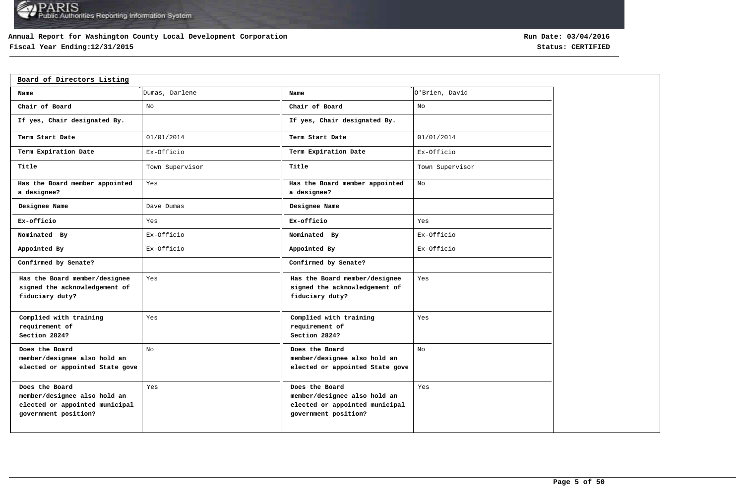**Annual Report for Washington County Local Development Corporation**
**Fiscal Year Ending:12/31/2015**

**Run Date: 03/04/2016**
**Status: CERTIFIED**

## Board of Directors Listing

| Name | Dumas, Darlene | Name | O'Brien, David |
|---|---|---|---|
| Chair of Board | No | Chair of Board | No |
| If yes, Chair designated By. | | If yes, Chair designated By. | |
| Term Start Date | 01/01/2014 | Term Start Date | 01/01/2014 |
| Term Expiration Date | Ex-Officio | Term Expiration Date | Ex-Officio |
| Title | Town Supervisor | Title | Town Supervisor |
| Has the Board member appointed a designee? | Yes | Has the Board member appointed a designee? | No |
| Designee Name | Dave Dumas | Designee Name | |
| Ex-officio | Yes | Ex-officio | Yes |
| Nominated By | Ex-Officio | Nominated By | Ex-Officio |
| Appointed By | Ex-Officio | Appointed By | Ex-Officio |
| Confirmed by Senate? | | Confirmed by Senate? | |
| Has the Board member/designee signed the acknowledgement of fiduciary duty? | Yes | Has the Board member/designee signed the acknowledgement of fiduciary duty? | Yes |
| Complied with training requirement of Section 2824? | Yes | Complied with training requirement of Section 2824? | Yes |
| Does the Board member/designee also hold an elected or appointed State gove | No | Does the Board member/designee also hold an elected or appointed State gove | No |
| Does the Board member/designee also hold an elected or appointed municipal government position? | Yes | Does the Board member/designee also hold an elected or appointed municipal government position? | Yes |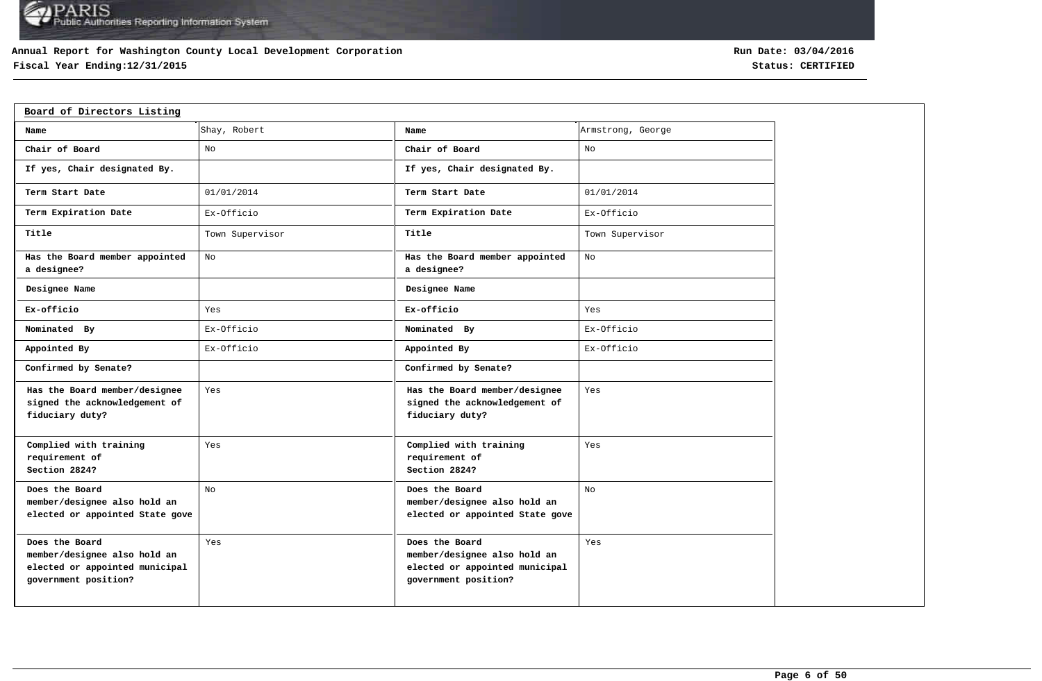**Annual Report for Washington County Local Development Corporation**
**Fiscal Year Ending:12/31/2015**

**Run Date: 03/04/2016**
**Status: CERTIFIED**

## Board of Directors Listing

| Name | Shay, Robert | Name | Armstrong, George |
|---|---|---|---|
| Chair of Board | No | Chair of Board | No |
| If yes, Chair designated By. | | If yes, Chair designated By. | |
| Term Start Date | 01/01/2014 | Term Start Date | 01/01/2014 |
| Term Expiration Date | Ex-Officio | Term Expiration Date | Ex-Officio |
| Title | Town Supervisor | Title | Town Supervisor |
| Has the Board member appointed a designee? | No | Has the Board member appointed a designee? | No |
| Designee Name | | Designee Name | |
| Ex-officio | Yes | Ex-officio | Yes |
| Nominated By | Ex-Officio | Nominated By | Ex-Officio |
| Appointed By | Ex-Officio | Appointed By | Ex-Officio |
| Confirmed by Senate? | | Confirmed by Senate? | |
| Has the Board member/designee signed the acknowledgement of fiduciary duty? | Yes | Has the Board member/designee signed the acknowledgement of fiduciary duty? | Yes |
| Complied with training requirement of Section 2824? | Yes | Complied with training requirement of Section 2824? | Yes |
| Does the Board member/designee also hold an elected or appointed State gove | No | Does the Board member/designee also hold an elected or appointed State gove | No |
| Does the Board member/designee also hold an elected or appointed municipal government position? | Yes | Does the Board member/designee also hold an elected or appointed municipal government position? | Yes |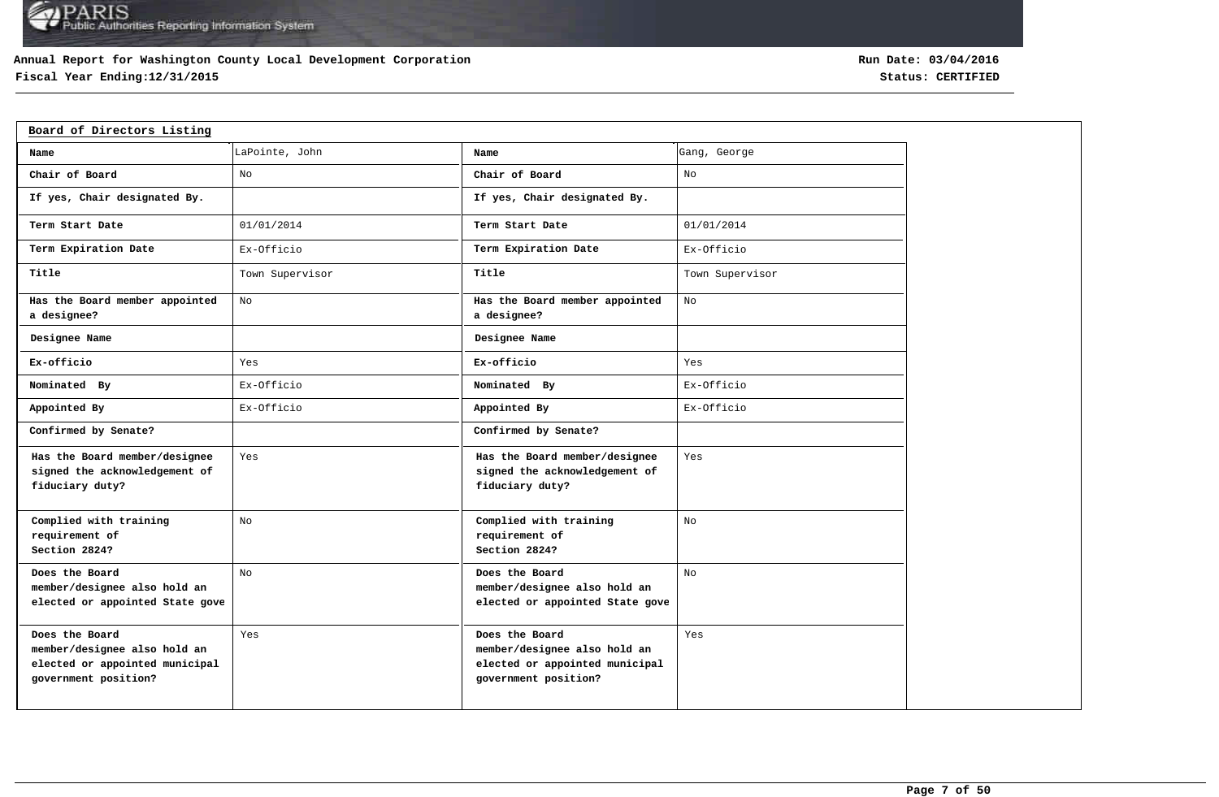Annual Report for Washington County Local Development Corporation

Fiscal Year Ending:12/31/2015

Run Date: 03/04/2016

Status: CERTIFIED

## Board of Directors Listing

| Name | LaPointe, John |
|---|---|
| Chair of Board | No |
| If yes, Chair designated By. | |
| Term Start Date | 01/01/2014 |
| Term Expiration Date | Ex-Officio |
| Title | Town Supervisor |
| Has the Board member appointed a designee? | No |
| Designee Name | |
| Ex-officio | Yes |
| Nominated By | Ex-Officio |
| Appointed By | Ex-Officio |
| Confirmed by Senate? | |
| Has the Board member/designee signed the acknowledgement of fiduciary duty? | Yes |
| Complied with training requirement of Section 2824? | No |
| Does the Board member/designee also hold an elected or appointed State gove | No |
| Does the Board member/designee also hold an elected or appointed municipal government position? | Yes |

| Name | Gang, George |
|---|---|
| Chair of Board | No |
| If yes, Chair designated By. | |
| Term Start Date | 01/01/2014 |
| Term Expiration Date | Ex-Officio |
| Title | Town Supervisor |
| Has the Board member appointed a designee? | No |
| Designee Name | |
| Ex-officio | Yes |
| Nominated By | Ex-Officio |
| Appointed By | Ex-Officio |
| Confirmed by Senate? | |
| Has the Board member/designee signed the acknowledgement of fiduciary duty? | Yes |
| Complied with training requirement of Section 2824? | No |
| Does the Board member/designee also hold an elected or appointed State gove | No |
| Does the Board member/designee also hold an elected or appointed municipal government position? | Yes |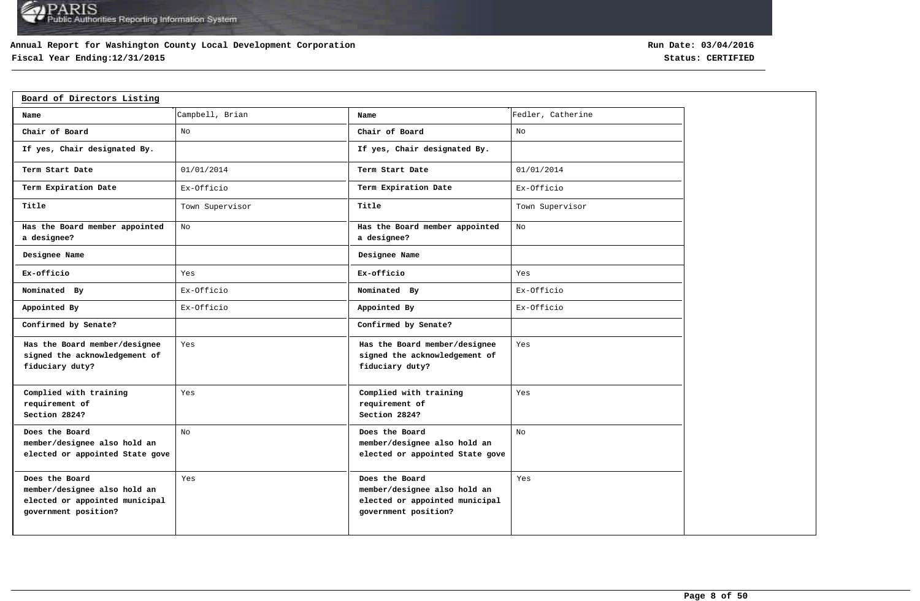**Annual Report for Washington County Local Development Corporation**
**Fiscal Year Ending:12/31/2015**

**Run Date: 03/04/2016**
**Status: CERTIFIED**

**Board of Directors Listing**

| Name | Campbell, Brian | Name | Fedler, Catherine |
|---|---|---|---|
| Chair of Board | No | Chair of Board | No |
| If yes, Chair designated By. | | If yes, Chair designated By. | |
| Term Start Date | 01/01/2014 | Term Start Date | 01/01/2014 |
| Term Expiration Date | Ex-Officio | Term Expiration Date | Ex-Officio |
| Title | Town Supervisor | Title | Town Supervisor |
| Has the Board member appointed a designee? | No | Has the Board member appointed a designee? | No |
| Designee Name | | Designee Name | |
| Ex-officio | Yes | Ex-officio | Yes |
| Nominated By | Ex-Officio | Nominated By | Ex-Officio |
| Appointed By | Ex-Officio | Appointed By | Ex-Officio |
| Confirmed by Senate? | | Confirmed by Senate? | |
| Has the Board member/designee signed the acknowledgement of fiduciary duty? | Yes | Has the Board member/designee signed the acknowledgement of fiduciary duty? | Yes |
| Complied with training requirement of Section 2824? | Yes | Complied with training requirement of Section 2824? | Yes |
| Does the Board member/designee also hold an elected or appointed State gove | No | Does the Board member/designee also hold an elected or appointed State gove | No |
| Does the Board member/designee also hold an elected or appointed municipal government position? | Yes | Does the Board member/designee also hold an elected or appointed municipal government position? | Yes |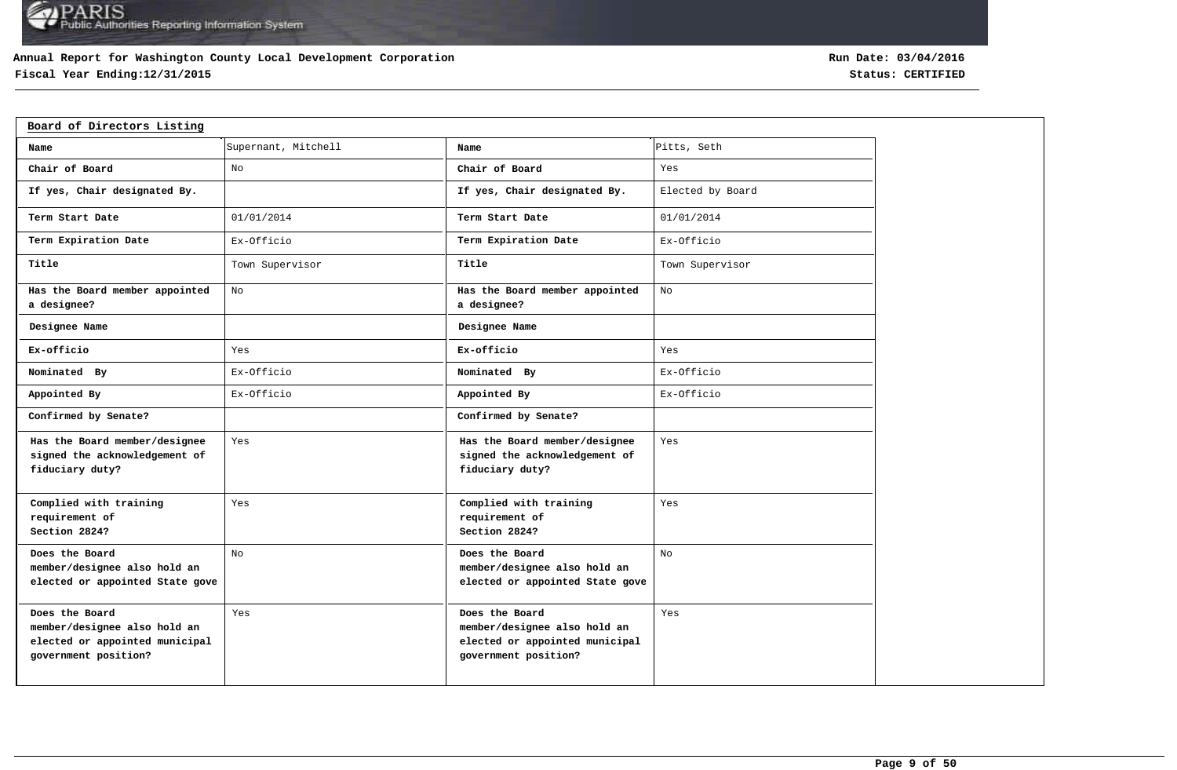**Annual Report for Washington County Local Development Corporation**

**Fiscal Year Ending:12/31/2015**

**Run Date: 03/04/2016**

**Status: CERTIFIED**

**Board of Directors Listing**

| Name | Supernant, Mitchell | Name | Pitts, Seth |
|---|---|---|---|
| Chair of Board | No | Chair of Board | Yes |
| If yes, Chair designated By. | | If yes, Chair designated By. | Elected by Board |
| Term Start Date | 01/01/2014 | Term Start Date | 01/01/2014 |
| Term Expiration Date | Ex-Officio | Term Expiration Date | Ex-Officio |
| Title | Town Supervisor | Title | Town Supervisor |
| Has the Board member appointed a designee? | No | Has the Board member appointed a designee? | No |
| Designee Name | | Designee Name | |
| Ex-officio | Yes | Ex-officio | Yes |
| Nominated By | Ex-Officio | Nominated By | Ex-Officio |
| Appointed By | Ex-Officio | Appointed By | Ex-Officio |
| Confirmed by Senate? | | Confirmed by Senate? | |
| Has the Board member/designee signed the acknowledgement of fiduciary duty? | Yes | Has the Board member/designee signed the acknowledgement of fiduciary duty? | Yes |
| Complied with training requirement of Section 2824? | Yes | Complied with training requirement of Section 2824? | Yes |
| Does the Board member/designee also hold an elected or appointed State gove | No | Does the Board member/designee also hold an elected or appointed State gove | No |
| Does the Board member/designee also hold an elected or appointed municipal government position? | Yes | Does the Board member/designee also hold an elected or appointed municipal government position? | Yes |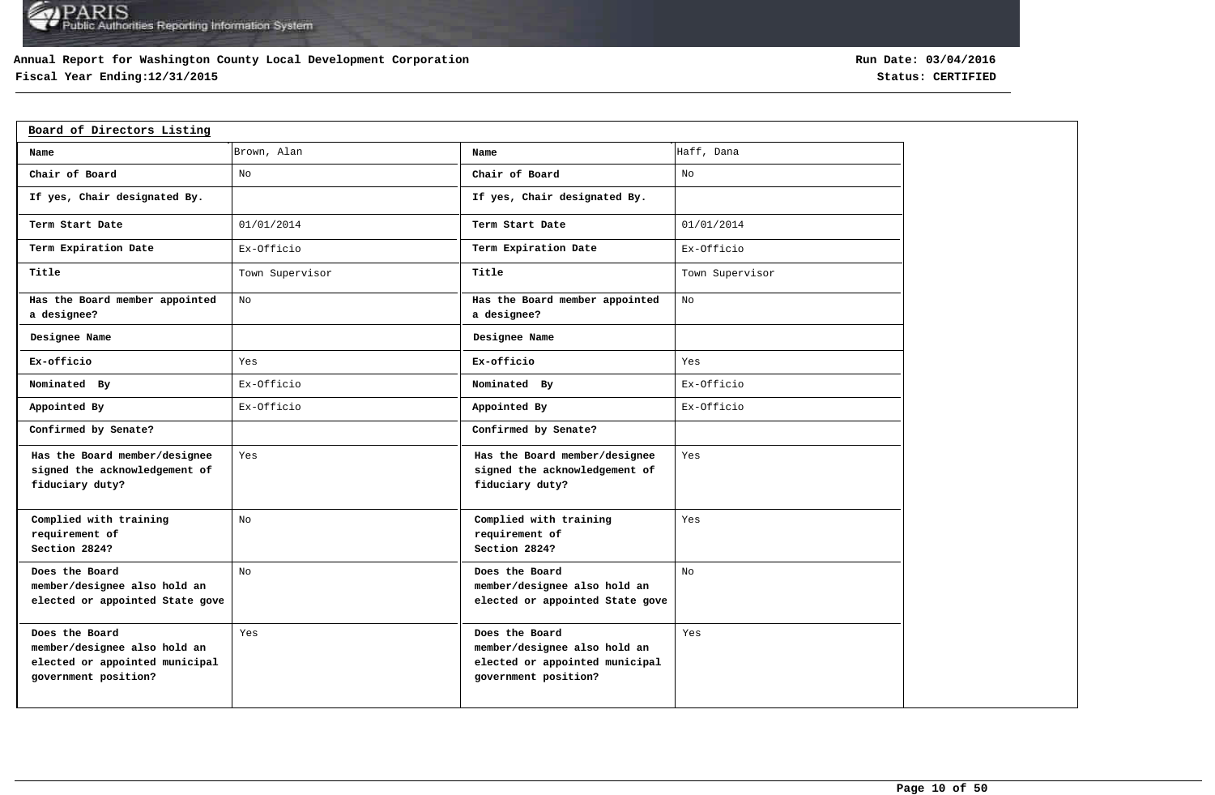**Annual Report for Washington County Local Development Corporation**
**Fiscal Year Ending:12/31/2015**

**Run Date: 03/04/2016**
**Status: CERTIFIED**

## Board of Directors Listing

| Name | Brown, Alan | Name | Haff, Dana |
|---|---|---|---|
| Chair of Board | No | Chair of Board | No |
| If yes, Chair designated By. | | If yes, Chair designated By. | |
| Term Start Date | 01/01/2014 | Term Start Date | 01/01/2014 |
| Term Expiration Date | Ex-Officio | Term Expiration Date | Ex-Officio |
| Title | Town Supervisor | Title | Town Supervisor |
| Has the Board member appointed a designee? | No | Has the Board member appointed a designee? | No |
| Designee Name | | Designee Name | |
| Ex-officio | Yes | Ex-officio | Yes |
| Nominated By | Ex-Officio | Nominated By | Ex-Officio |
| Appointed By | Ex-Officio | Appointed By | Ex-Officio |
| Confirmed by Senate? | | Confirmed by Senate? | |
| Has the Board member/designee signed the acknowledgement of fiduciary duty? | Yes | Has the Board member/designee signed the acknowledgement of fiduciary duty? | Yes |
| Complied with training requirement of Section 2824? | No | Complied with training requirement of Section 2824? | Yes |
| Does the Board member/designee also hold an elected or appointed State gove | No | Does the Board member/designee also hold an elected or appointed State gove | No |
| Does the Board member/designee also hold an elected or appointed municipal government position? | Yes | Does the Board member/designee also hold an elected or appointed municipal government position? | Yes |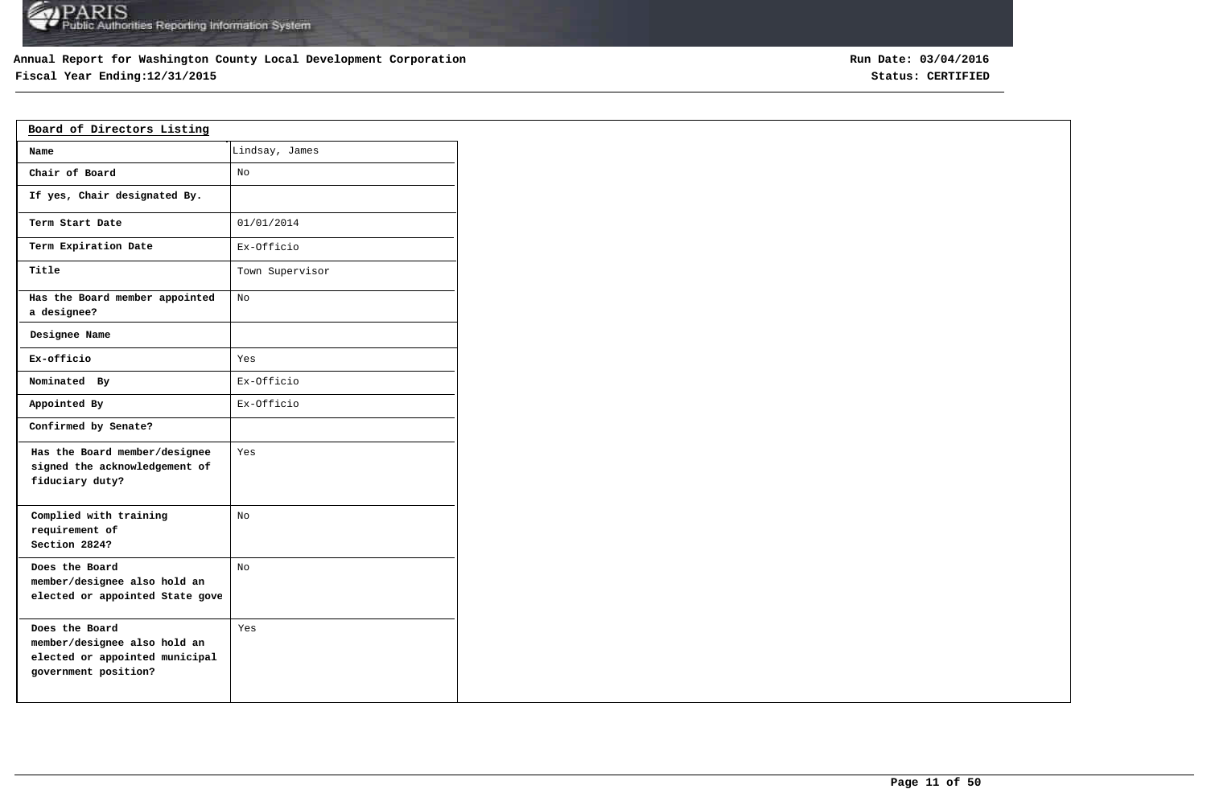**Annual Report for Washington County Local Development Corporation**
**Fiscal Year Ending:12/31/2015**

**Run Date: 03/04/2016**
**Status: CERTIFIED**

## Board of Directors Listing

| | |
|---|---|
| **Name** | Lindsay, James |
| **Chair of Board** | No |
| **If yes, Chair designated By.** | |
| **Term Start Date** | 01/01/2014 |
| **Term Expiration Date** | Ex-Officio |
| **Title** | Town Supervisor |
| **Has the Board member appointed a designee?** | No |
| **Designee Name** | |
| **Ex-officio** | Yes |
| **Nominated By** | Ex-Officio |
| **Appointed By** | Ex-Officio |
| **Confirmed by Senate?** | |
| **Has the Board member/designee signed the acknowledgement of fiduciary duty?** | Yes |
| **Complied with training requirement of Section 2824?** | No |
| **Does the Board member/designee also hold an elected or appointed State gove** | No |
| **Does the Board member/designee also hold an elected or appointed municipal government position?** | Yes |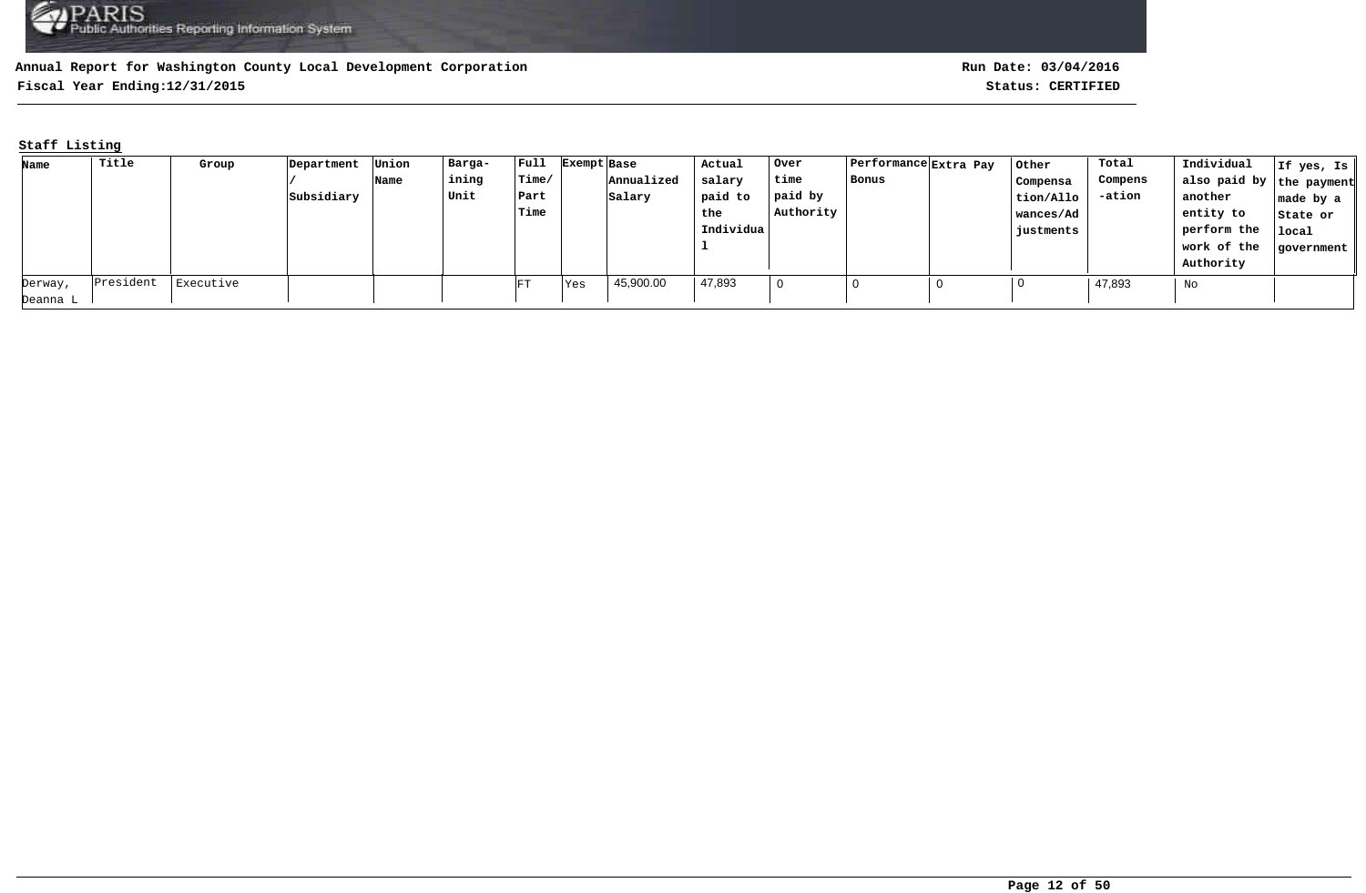**Annual Report for Washington County Local Development Corporation**

**Fiscal Year Ending:12/31/2015**

**Run Date: 03/04/2016**

**Status: CERTIFIED**

## Staff Listing

| Name | Title | Group | Department / Subsidiary | Union Name | Barga-ining Unit | Full Time/ Part Time | Exempt | Base Annualized Salary | Actual salary paid to the Individual | Over time paid by Authority | Performance Bonus | Extra Pay | Other Compensation/Allowances/Adjustments | Total Compens-ation | Individual also paid by another entity to perform the work of the Authority | If yes, Is the payment made by a State or local government |
|---|---|---|---|---|---|---|---|---|---|---|---|---|---|---|---|---|
| Derway, Deanna L | President | Executive | | | | FT | Yes | 45,900.00 | 47,893 | 0 | 0 | 0 | 0 | 47,893 | No | |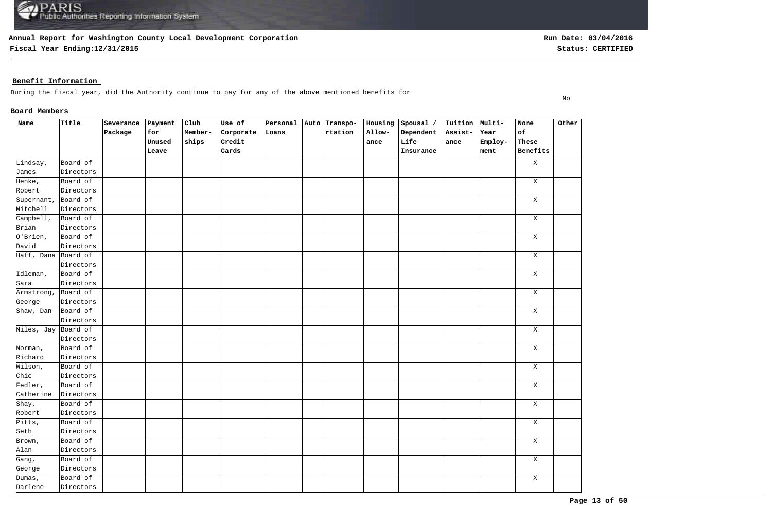**Annual Report for Washington County Local Development Corporation**
**Fiscal Year Ending:12/31/2015**

**Run Date: 03/04/2016**
**Status: CERTIFIED**

## Benefit Information

During the fiscal year, did the Authority continue to pay for any of the above mentioned benefits for

No

### Board Members

| Name | Title | Severance Package | Payment for Unused Leave | Club Member-ships | Use of Corporate Credit Cards | Personal Loans | Auto | Transpo-rtation | Housing Allow-ance | Spousal / Dependent Life Insurance | Tuition Assist-ance | Multi-Year Employ-ment | None of These Benefits | Other |
|---|---|---|---|---|---|---|---|---|---|---|---|---|---|---|
| Lindsay, James | Board of Directors | | | | | | | | | | | | X | |
| Henke, Robert | Board of Directors | | | | | | | | | | | | X | |
| Supernant, Mitchell | Board of Directors | | | | | | | | | | | | X | |
| Campbell, Brian | Board of Directors | | | | | | | | | | | | X | |
| O'Brien, David | Board of Directors | | | | | | | | | | | | X | |
| Haff, Dana | Board of Directors | | | | | | | | | | | | X | |
| Idleman, Sara | Board of Directors | | | | | | | | | | | | X | |
| Armstrong, George | Board of Directors | | | | | | | | | | | | X | |
| Shaw, Dan | Board of Directors | | | | | | | | | | | | X | |
| Niles, Jay | Board of Directors | | | | | | | | | | | | X | |
| Norman, Richard | Board of Directors | | | | | | | | | | | | X | |
| Wilson, Chic | Board of Directors | | | | | | | | | | | | X | |
| Fedler, Catherine | Board of Directors | | | | | | | | | | | | X | |
| Shay, Robert | Board of Directors | | | | | | | | | | | | X | |
| Pitts, Seth | Board of Directors | | | | | | | | | | | | X | |
| Brown, Alan | Board of Directors | | | | | | | | | | | | X | |
| Gang, George | Board of Directors | | | | | | | | | | | | X | |
| Dumas, Darlene | Board of Directors | | | | | | | | | | | | X | |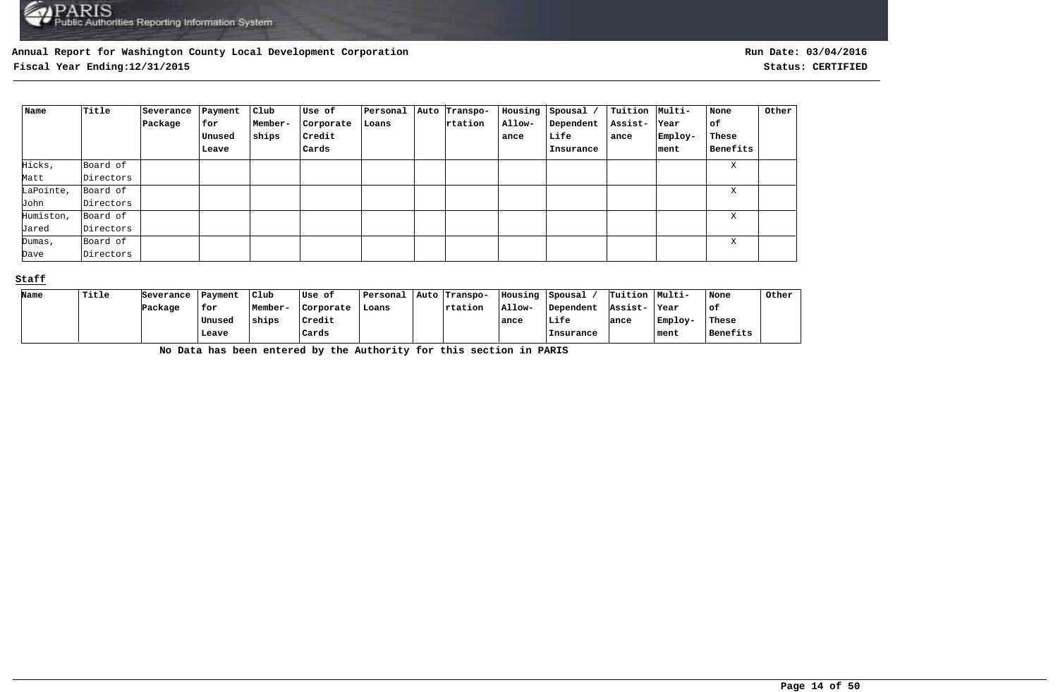**Annual Report for Washington County Local Development Corporation**

**Fiscal Year Ending:12/31/2015**

**Run Date: 03/04/2016**

**Status: CERTIFIED**

| Name | Title | Severance Package | Payment for Unused Leave | Club Member-ships | Use of Corporate Credit Cards | Personal Loans | Auto | Transpo-rtation | Housing Allow-ance | Spousal / Dependent Life Insurance | Tuition Assist-ance | Multi-Year Employ-ment | None of These Benefits | Other |
|---|---|---|---|---|---|---|---|---|---|---|---|---|---|---|
| Hicks, Matt | Board of Directors | | | | | | | | | | | | X | |
| LaPointe, John | Board of Directors | | | | | | | | | | | | X | |
| Humiston, Jared | Board of Directors | | | | | | | | | | | | X | |
| Dumas, Dave | Board of Directors | | | | | | | | | | | | X | |

**Staff**

| Name | Title | Severance Package | Payment for Unused Leave | Club Member-ships | Use of Corporate Credit Cards | Personal Loans | Auto | Transpo-rtation | Housing Allow-ance | Spousal / Dependent Life Insurance | Tuition Assist-ance | Multi-Year Employ-ment | None of These Benefits | Other |
|---|---|---|---|---|---|---|---|---|---|---|---|---|---|---|

**No Data has been entered by the Authority for this section in PARIS**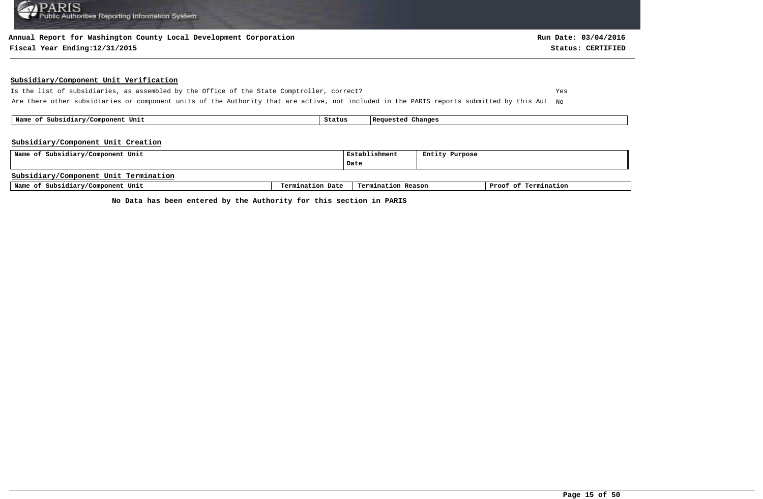**Annual Report for Washington County Local Development Corporation**
**Fiscal Year Ending:12/31/2015**

**Run Date: 03/04/2016**
**Status: CERTIFIED**

## Subsidiary/Component Unit Verification

| | |
|---|---|
| Is the list of subsidiaries, as assembled by the Office of the State Comptroller, correct? | Yes |
| Are there other subsidiaries or component units of the Authority that are active, not included in the PARIS reports submitted by this Aut | No |

| Name of Subsidiary/Component Unit | Status | Requested Changes |
|---|---|---|

## Subsidiary/Component Unit Creation

| Name of Subsidiary/Component Unit | Establishment Date | Entity Purpose |
|---|---|---|

## Subsidiary/Component Unit Termination

| Name of Subsidiary/Component Unit | Termination Date | Termination Reason | Proof of Termination |
|---|---|---|---|

**No Data has been entered by the Authority for this section in PARIS**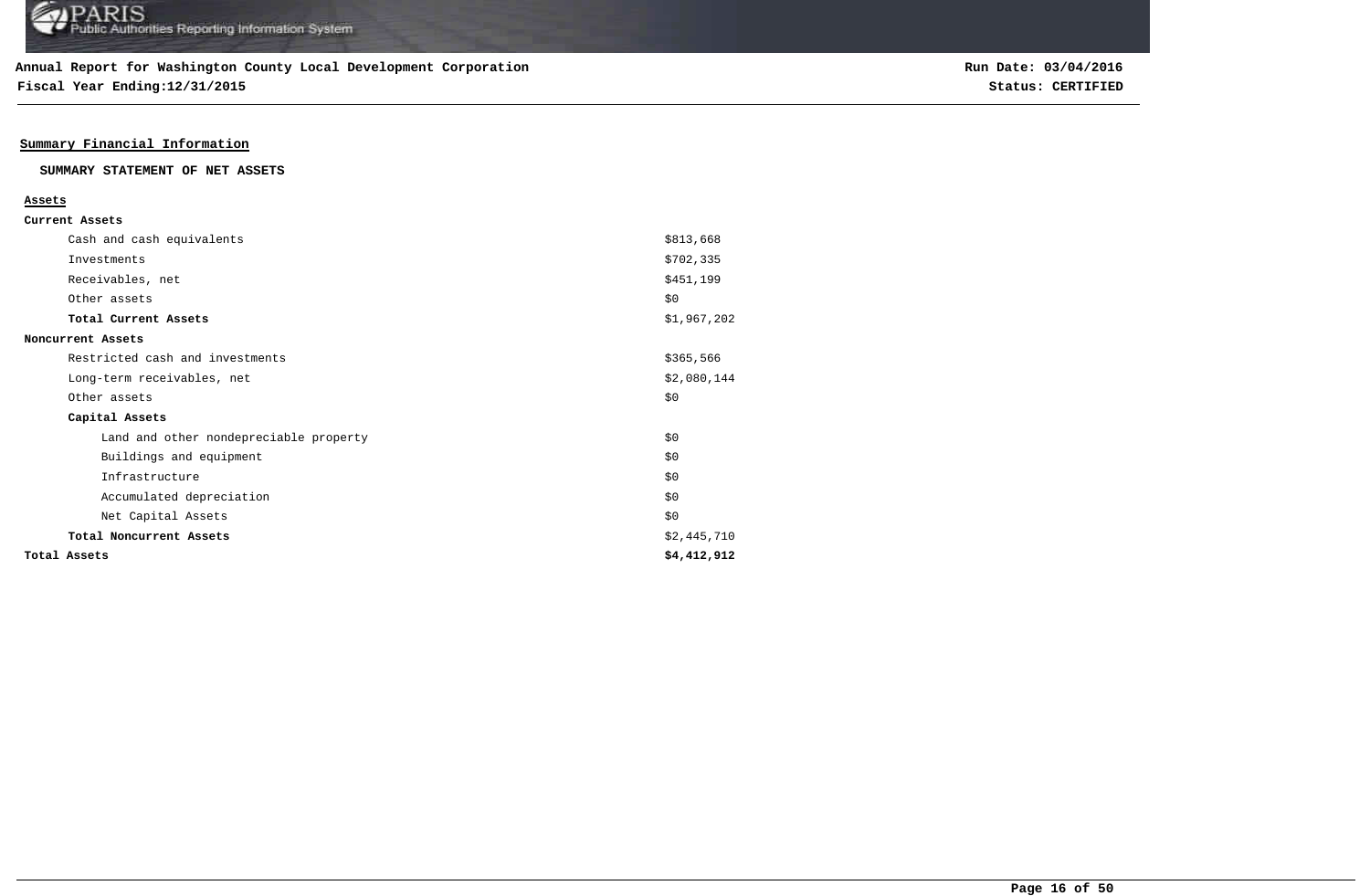**Annual Report for Washington County Local Development Corporation**
**Fiscal Year Ending:12/31/2015**

**Run Date: 03/04/2016**
**Status: CERTIFIED**

## Summary Financial Information

### SUMMARY STATEMENT OF NET ASSETS

| **Assets** | |
|---|---|
| **Current Assets** | |
| Cash and cash equivalents | $813,668 |
| Investments | $702,335 |
| Receivables, net | $451,199 |
| Other assets | $0 |
| **Total Current Assets** | $1,967,202 |
| **Noncurrent Assets** | |
| Restricted cash and investments | $365,566 |
| Long-term receivables, net | $2,080,144 |
| Other assets | $0 |
| **Capital Assets** | |
| Land and other nondepreciable property | $0 |
| Buildings and equipment | $0 |
| Infrastructure | $0 |
| Accumulated depreciation | $0 |
| Net Capital Assets | $0 |
| **Total Noncurrent Assets** | $2,445,710 |
| **Total Assets** | **$4,412,912** |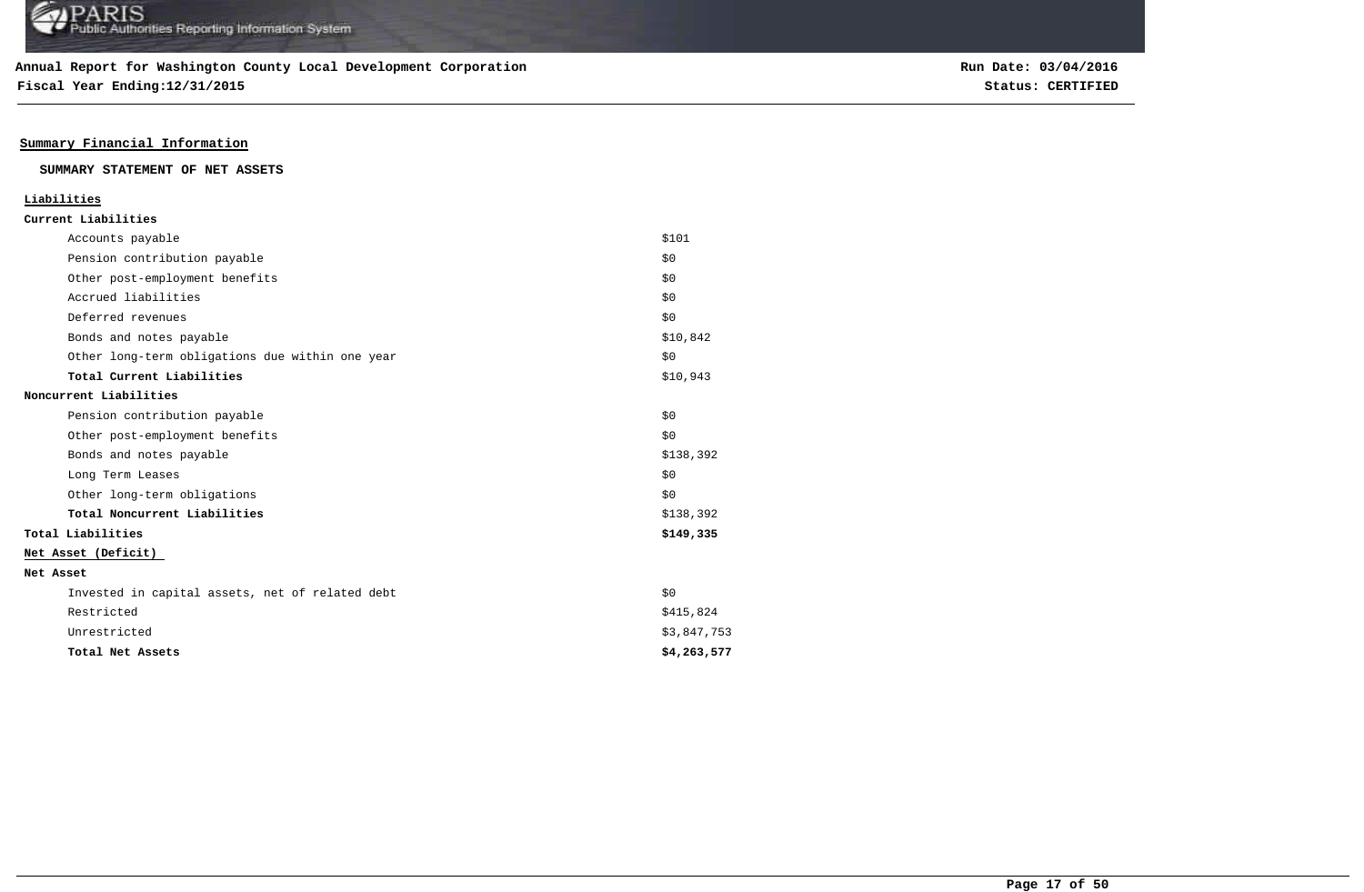**Annual Report for Washington County Local Development Corporation**
**Fiscal Year Ending:12/31/2015**

**Run Date: 03/04/2016**
**Status: CERTIFIED**

## Summary Financial Information

### SUMMARY STATEMENT OF NET ASSETS

| | |
|---|---|
| **Liabilities** | |
| **Current Liabilities** | |
| Accounts payable | $101 |
| Pension contribution payable | $0 |
| Other post-employment benefits | $0 |
| Accrued liabilities | $0 |
| Deferred revenues | $0 |
| Bonds and notes payable | $10,842 |
| Other long-term obligations due within one year | $0 |
| **Total Current Liabilities** | $10,943 |
| **Noncurrent Liabilities** | |
| Pension contribution payable | $0 |
| Other post-employment benefits | $0 |
| Bonds and notes payable | $138,392 |
| Long Term Leases | $0 |
| Other long-term obligations | $0 |
| **Total Noncurrent Liabilities** | $138,392 |
| **Total Liabilities** | **$149,335** |
| **Net Asset (Deficit)** | |
| **Net Asset** | |
| Invested in capital assets, net of related debt | $0 |
| Restricted | $415,824 |
| Unrestricted | $3,847,753 |
| **Total Net Assets** | **$4,263,577** |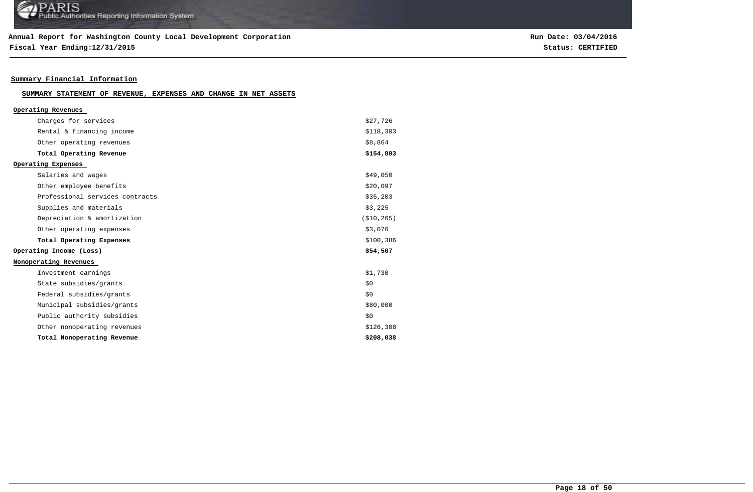**Annual Report for Washington County Local Development Corporation**
**Fiscal Year Ending:12/31/2015**

**Run Date: 03/04/2016**
**Status: CERTIFIED**

## Summary Financial Information

### SUMMARY STATEMENT OF REVENUE, EXPENSES AND CHANGE IN NET ASSETS

| | |
|---|---|
| **Operating Revenues** | |
| Charges for services | $27,726 |
| Rental & financing income | $118,303 |
| Other operating revenues | $8,864 |
| **Total Operating Revenue** | **$154,893** |
| **Operating Expenses** | |
| Salaries and wages | $49,050 |
| Other employee benefits | $20,097 |
| Professional services contracts | $35,203 |
| Supplies and materials | $3,225 |
| Depreciation & amortization | ($10,265) |
| Other operating expenses | $3,076 |
| **Total Operating Expenses** | $100,386 |
| **Operating Income (Loss)** | **$54,507** |
| **Nonoperating Revenues** | |
| Investment earnings | $1,730 |
| State subsidies/grants | $0 |
| Federal subsidies/grants | $0 |
| Municipal subsidies/grants | $80,000 |
| Public authority subsidies | $0 |
| Other nonoperating revenues | $126,308 |
| **Total Nonoperating Revenue** | **$208,038** |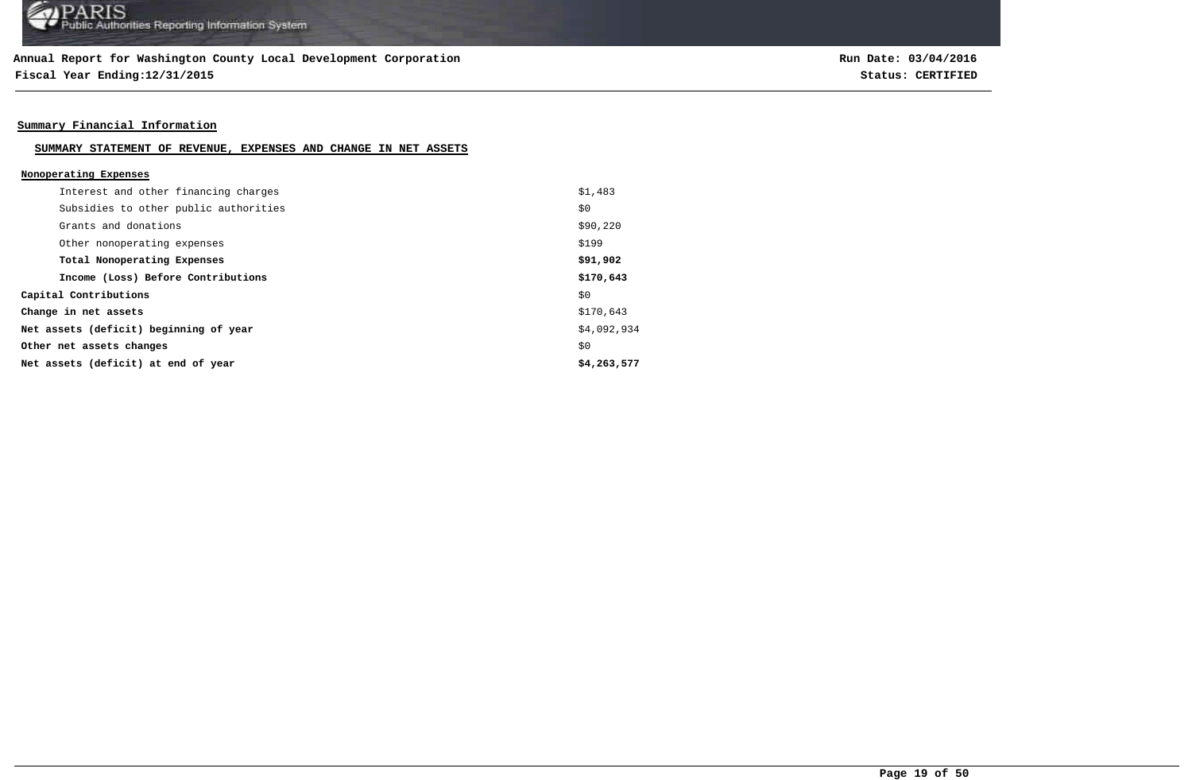Annual Report for Washington County Local Development Corporation

Fiscal Year Ending:12/31/2015

Run Date: 03/04/2016

Status: CERTIFIED

## Summary Financial Information

### SUMMARY STATEMENT OF REVENUE, EXPENSES AND CHANGE IN NET ASSETS

**Nonoperating Expenses**

| | |
|---|---|
| Interest and other financing charges | $1,483 |
| Subsidies to other public authorities | $0 |
| Grants and donations | $90,220 |
| Other nonoperating expenses | $199 |
| **Total Nonoperating Expenses** | **$91,902** |
| **Income (Loss) Before Contributions** | **$170,643** |
| **Capital Contributions** | $0 |
| **Change in net assets** | $170,643 |
| **Net assets (deficit) beginning of year** | $4,092,934 |
| **Other net assets changes** | $0 |
| **Net assets (deficit) at end of year** | **$4,263,577** |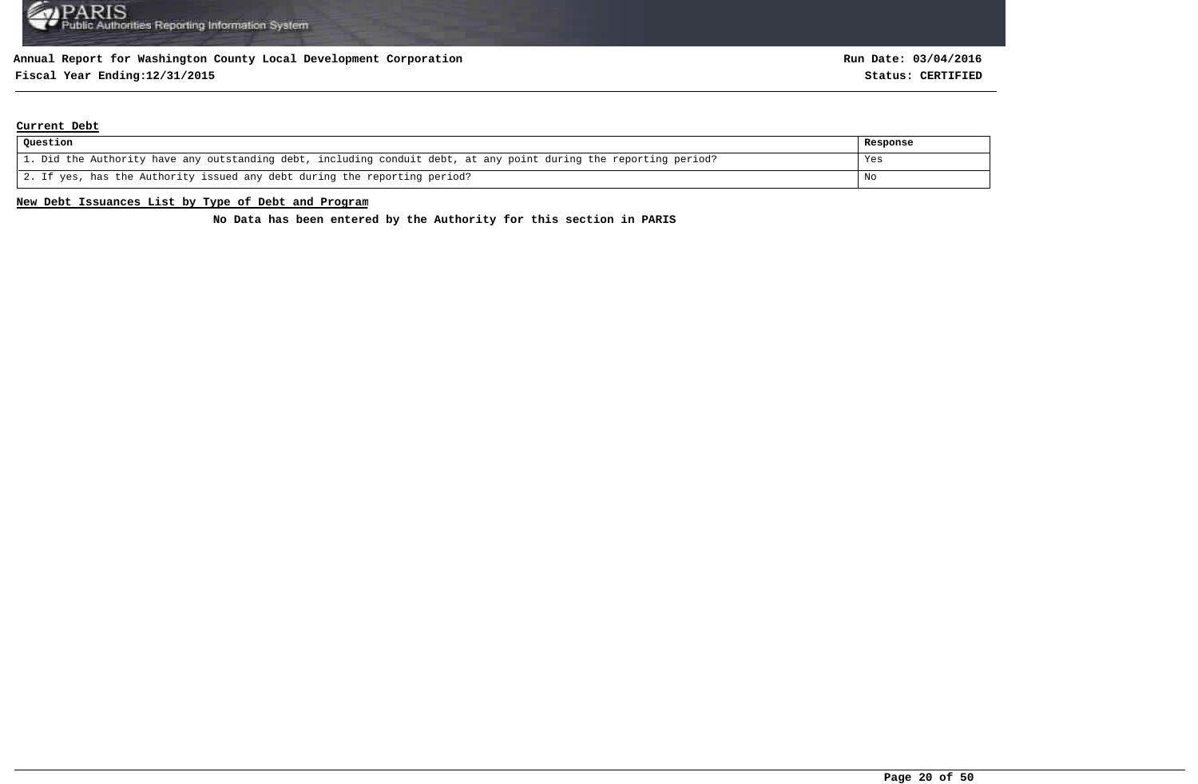**Annual Report for Washington County Local Development Corporation**
**Fiscal Year Ending:12/31/2015**

**Run Date: 03/04/2016**
**Status: CERTIFIED**

## Current Debt

| Question | Response |
| --- | --- |
| 1. Did the Authority have any outstanding debt, including conduit debt, at any point during the reporting period? | Yes |
| 2. If yes, has the Authority issued any debt during the reporting period? | No |

## New Debt Issuances List by Type of Debt and Program

**No Data has been entered by the Authority for this section in PARIS**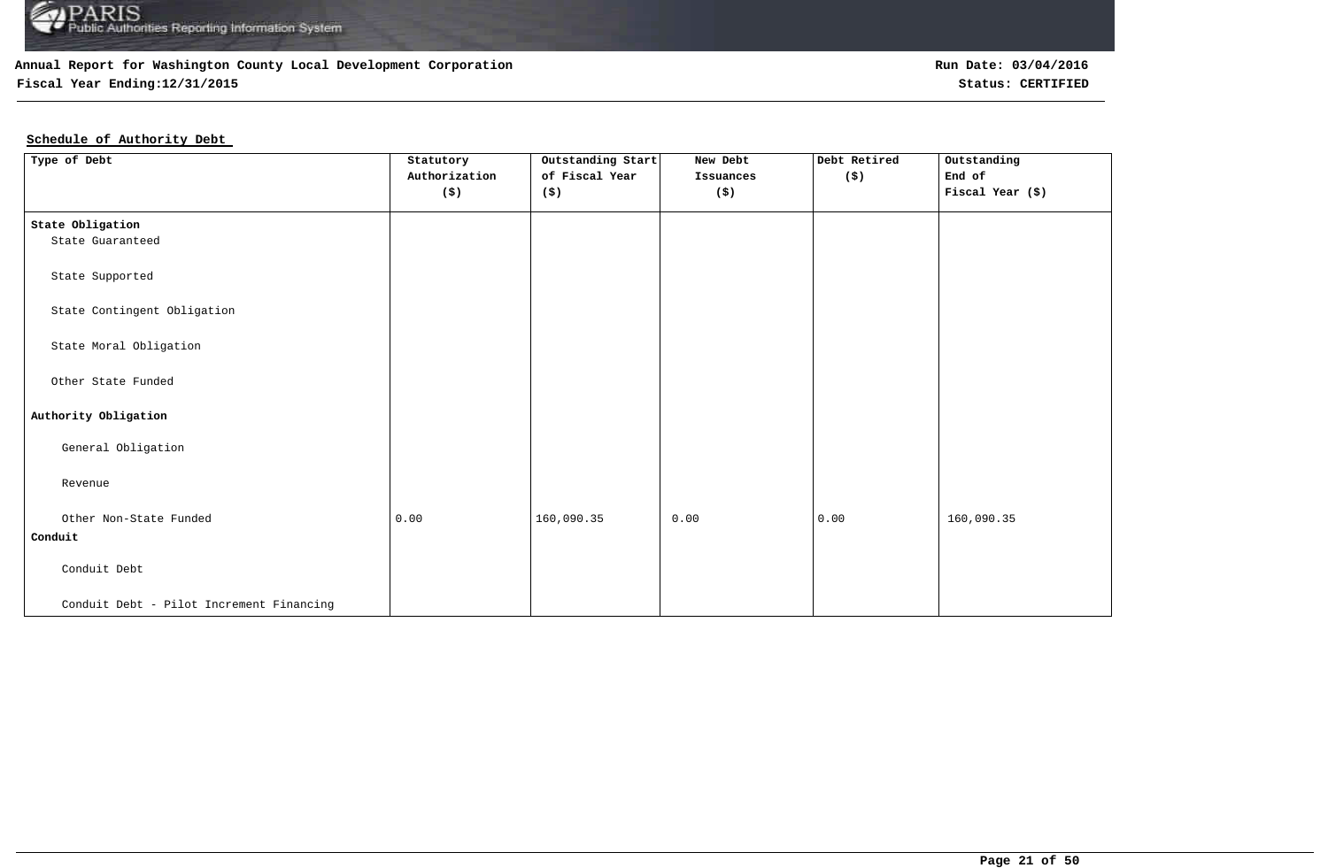**Annual Report for Washington County Local Development Corporation**

**Fiscal Year Ending:12/31/2015**

**Run Date: 03/04/2016**

**Status: CERTIFIED**

**Schedule of Authority Debt**

| Type of Debt | Statutory Authorization ($) | Outstanding Start of Fiscal Year ($) | New Debt Issuances ($) | Debt Retired ($) | Outstanding End of Fiscal Year ($) |
|---|---|---|---|---|---|
| **State Obligation** | | | | | |
| State Guaranteed | | | | | |
| State Supported | | | | | |
| State Contingent Obligation | | | | | |
| State Moral Obligation | | | | | |
| Other State Funded | | | | | |
| **Authority Obligation** | | | | | |
| General Obligation | | | | | |
| Revenue | | | | | |
| Other Non-State Funded | 0.00 | 160,090.35 | 0.00 | 0.00 | 160,090.35 |
| **Conduit** | | | | | |
| Conduit Debt | | | | | |
| Conduit Debt - Pilot Increment Financing | | | | | |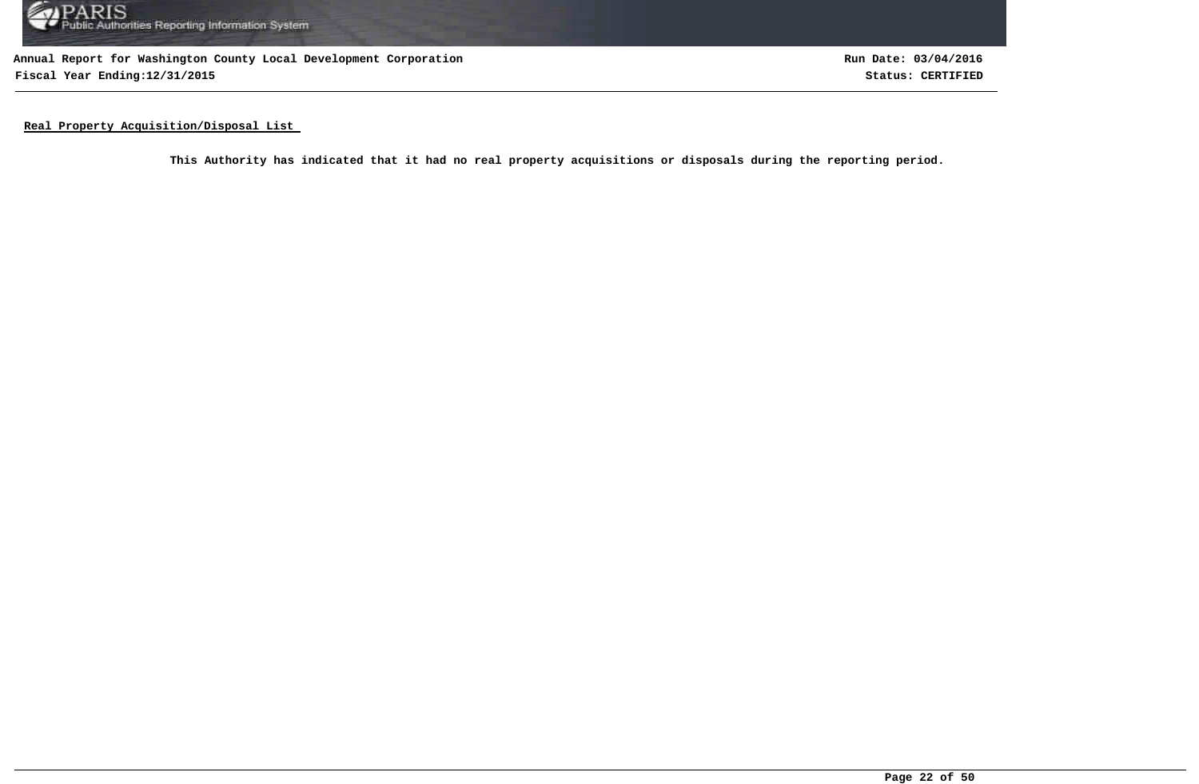**Annual Report for Washington County Local Development Corporation**
**Fiscal Year Ending:12/31/2015**

**Run Date: 03/04/2016**
**Status: CERTIFIED**

## Real Property Acquisition/Disposal List

**This Authority has indicated that it had no real property acquisitions or disposals during the reporting period.**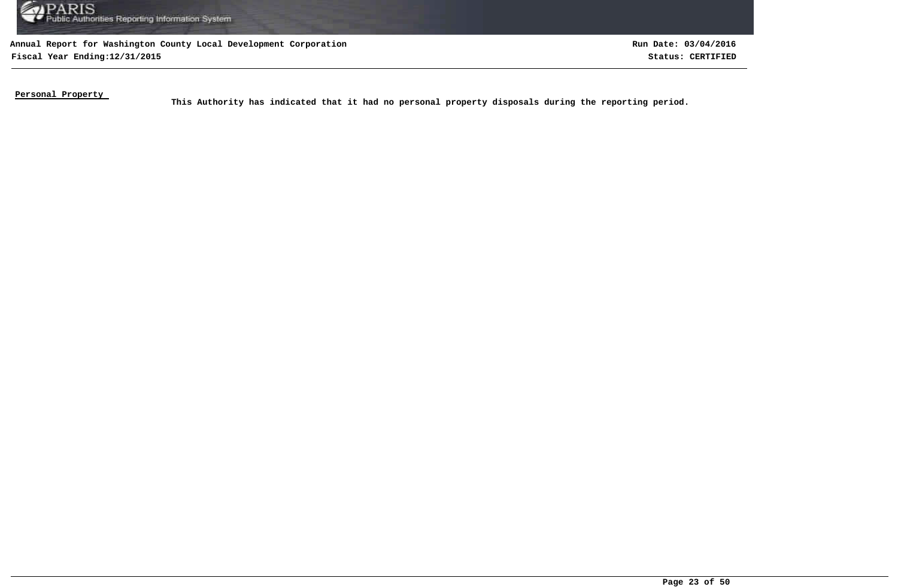**Personal Property**

**This Authority has indicated that it had no personal property disposals during the reporting period.**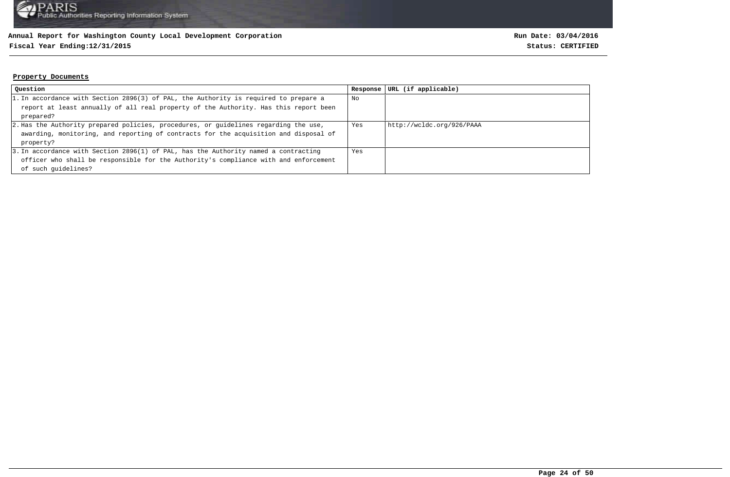**Annual Report for Washington County Local Development Corporation**

**Fiscal Year Ending:12/31/2015**

**Run Date: 03/04/2016**

**Status: CERTIFIED**

## Property Documents

| Question | Response | URL (if applicable) |
|---|---|---|
| 1. In accordance with Section 2896(3) of PAL, the Authority is required to prepare a report at least annually of all real property of the Authority. Has this report been prepared? | No | |
| 2. Has the Authority prepared policies, procedures, or guidelines regarding the use, awarding, monitoring, and reporting of contracts for the acquisition and disposal of property? | Yes | http://wcldc.org/926/PAAA |
| 3. In accordance with Section 2896(1) of PAL, has the Authority named a contracting officer who shall be responsible for the Authority's compliance with and enforcement of such guidelines? | Yes | |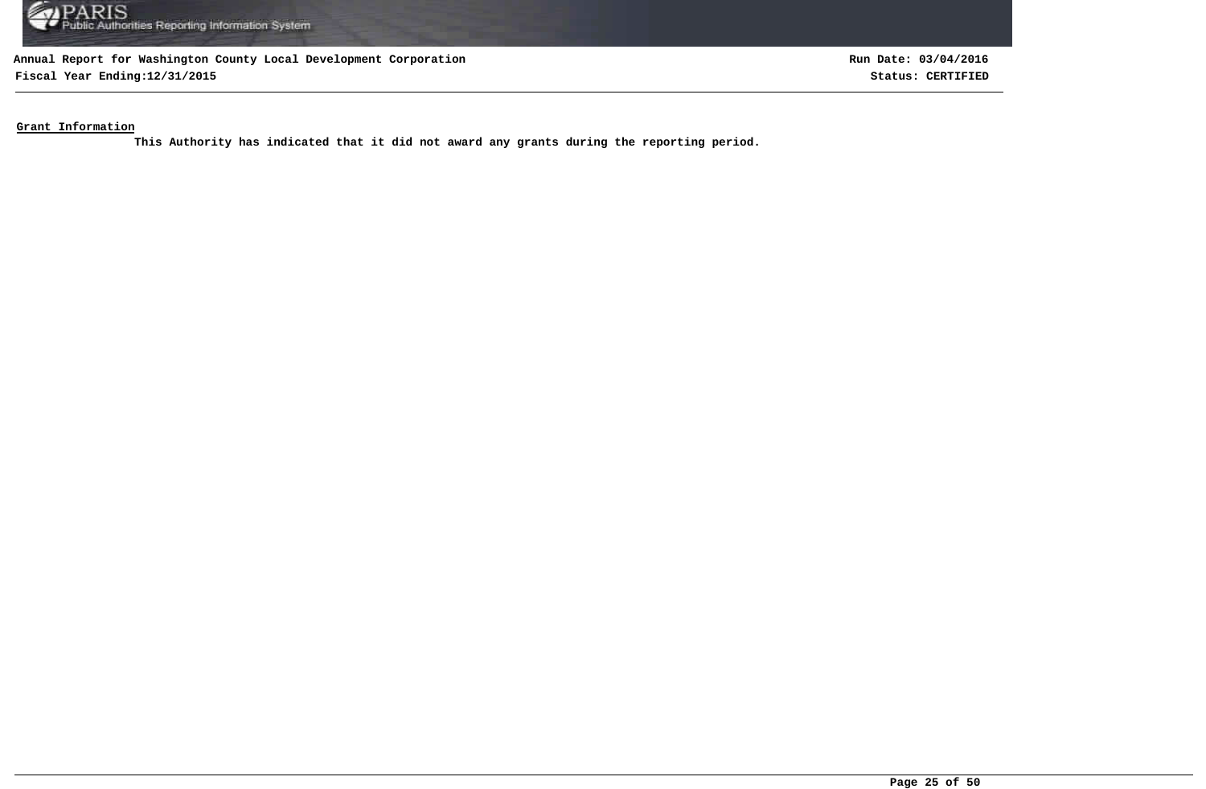## Grant Information

**This Authority has indicated that it did not award any grants during the reporting period.**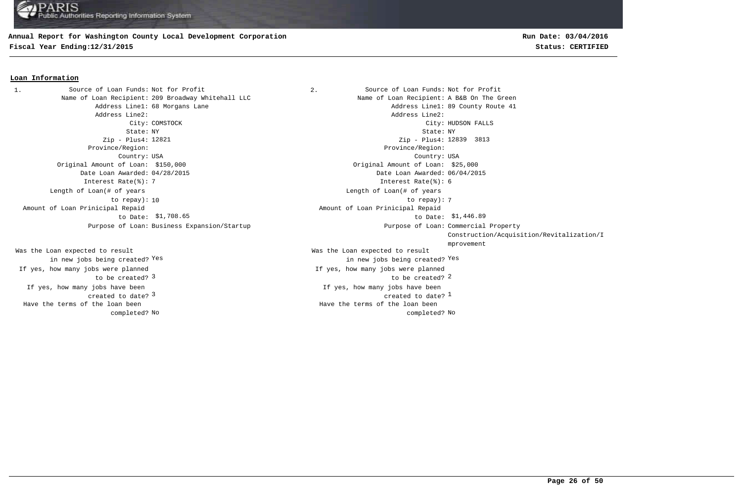**Annual Report for Washington County Local Development Corporation**

**Fiscal Year Ending:12/31/2015**

**Run Date: 03/04/2016**

**Status: CERTIFIED**

## Loan Information

**1.**

Source of Loan Funds: Not for Profit
Name of Loan Recipient: 209 Broadway Whitehall LLC
Address Line1: 68 Morgans Lane
Address Line2:
City: COMSTOCK
State: NY
Zip - Plus4: 12821
Province/Region:
Country: USA
Original Amount of Loan: $150,000
Date Loan Awarded: 04/28/2015
Interest Rate(%): 7
Length of Loan(# of years to repay): 10
Amount of Loan Prinicipal Repaid to Date: $1,708.65
Purpose of Loan: Business Expansion/Startup

Was the Loan expected to result in new jobs being created? Yes
If yes, how many jobs were planned to be created? 3
If yes, how many jobs have been created to date? 3
Have the terms of the loan been completed? No

**2.**

Source of Loan Funds: Not for Profit
Name of Loan Recipient: A B&B On The Green
Address Line1: 89 County Route 41
Address Line2:
City: HUDSON FALLS
State: NY
Zip - Plus4: 12839 3813
Province/Region:
Country: USA
Original Amount of Loan: $25,000
Date Loan Awarded: 06/04/2015
Interest Rate(%): 6
Length of Loan(# of years to repay): 7
Amount of Loan Prinicipal Repaid to Date: $1,446.89
Purpose of Loan: Commercial Property Construction/Acquisition/Revitalization/Improvement

Was the Loan expected to result in new jobs being created? Yes
If yes, how many jobs were planned to be created? 2
If yes, how many jobs have been created to date? 1
Have the terms of the loan been completed? No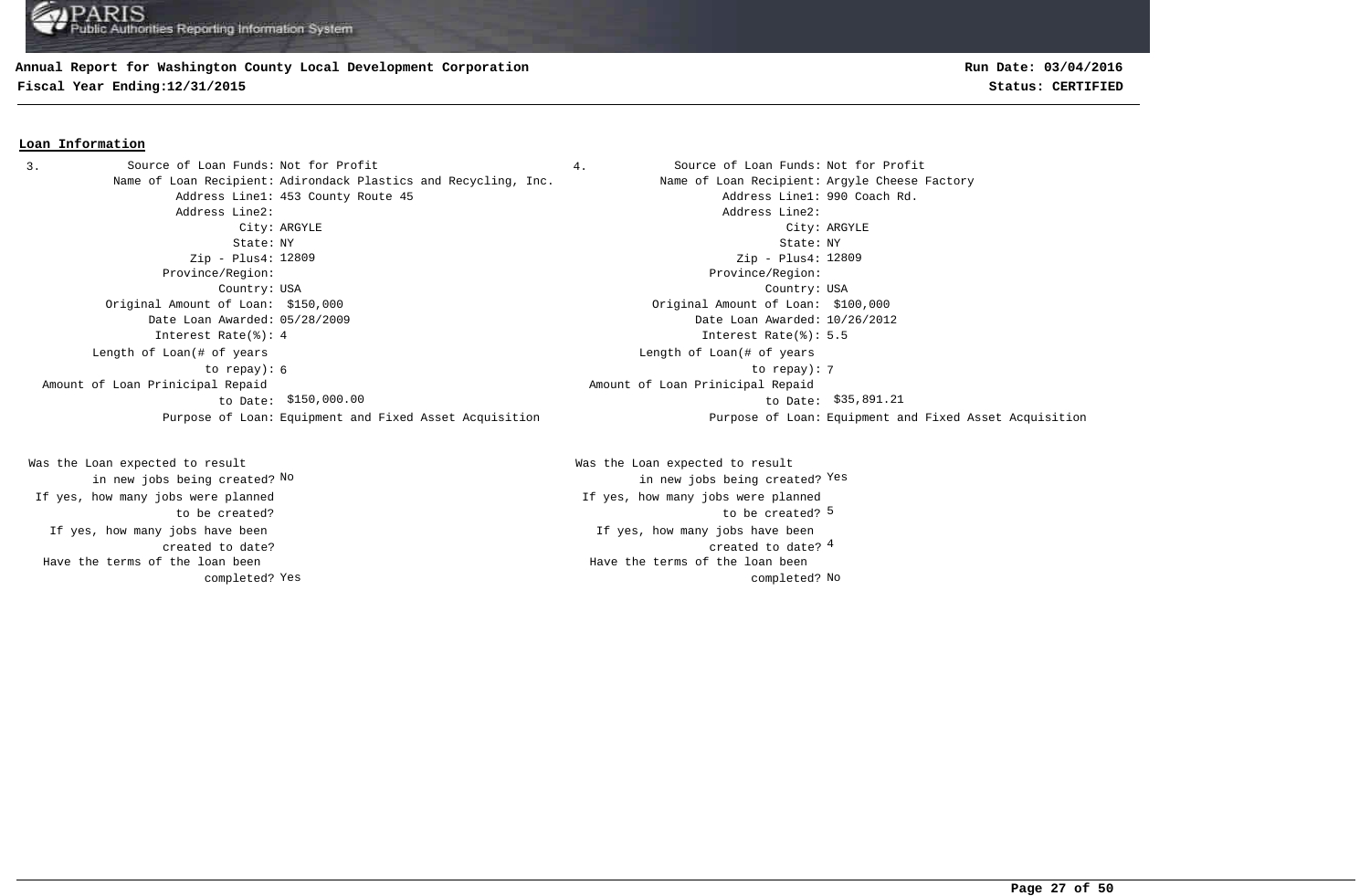## Loan Information

**3.**

- Source of Loan Funds: Not for Profit
- Name of Loan Recipient: Adirondack Plastics and Recycling, Inc.
- Address Line1: 453 County Route 45
- Address Line2:
- City: ARGYLE
- State: NY
- Zip - Plus4: 12809
- Province/Region:
- Country: USA
- Original Amount of Loan: $150,000
- Date Loan Awarded: 05/28/2009
- Interest Rate(%): 4
- Length of Loan(# of years to repay): 6
- Amount of Loan Prinicipal Repaid to Date: $150,000.00
- Purpose of Loan: Equipment and Fixed Asset Acquisition
- Was the Loan expected to result in new jobs being created? No
- If yes, how many jobs were planned to be created?
- If yes, how many jobs have been created to date?
- Have the terms of the loan been completed? Yes

**4.**

- Source of Loan Funds: Not for Profit
- Name of Loan Recipient: Argyle Cheese Factory
- Address Line1: 990 Coach Rd.
- Address Line2:
- City: ARGYLE
- State: NY
- Zip - Plus4: 12809
- Province/Region:
- Country: USA
- Original Amount of Loan: $100,000
- Date Loan Awarded: 10/26/2012
- Interest Rate(%): 5.5
- Length of Loan(# of years to repay): 7
- Amount of Loan Prinicipal Repaid to Date: $35,891.21
- Purpose of Loan: Equipment and Fixed Asset Acquisition
- Was the Loan expected to result in new jobs being created? Yes
- If yes, how many jobs were planned to be created? 5
- If yes, how many jobs have been created to date? 4
- Have the terms of the loan been completed? No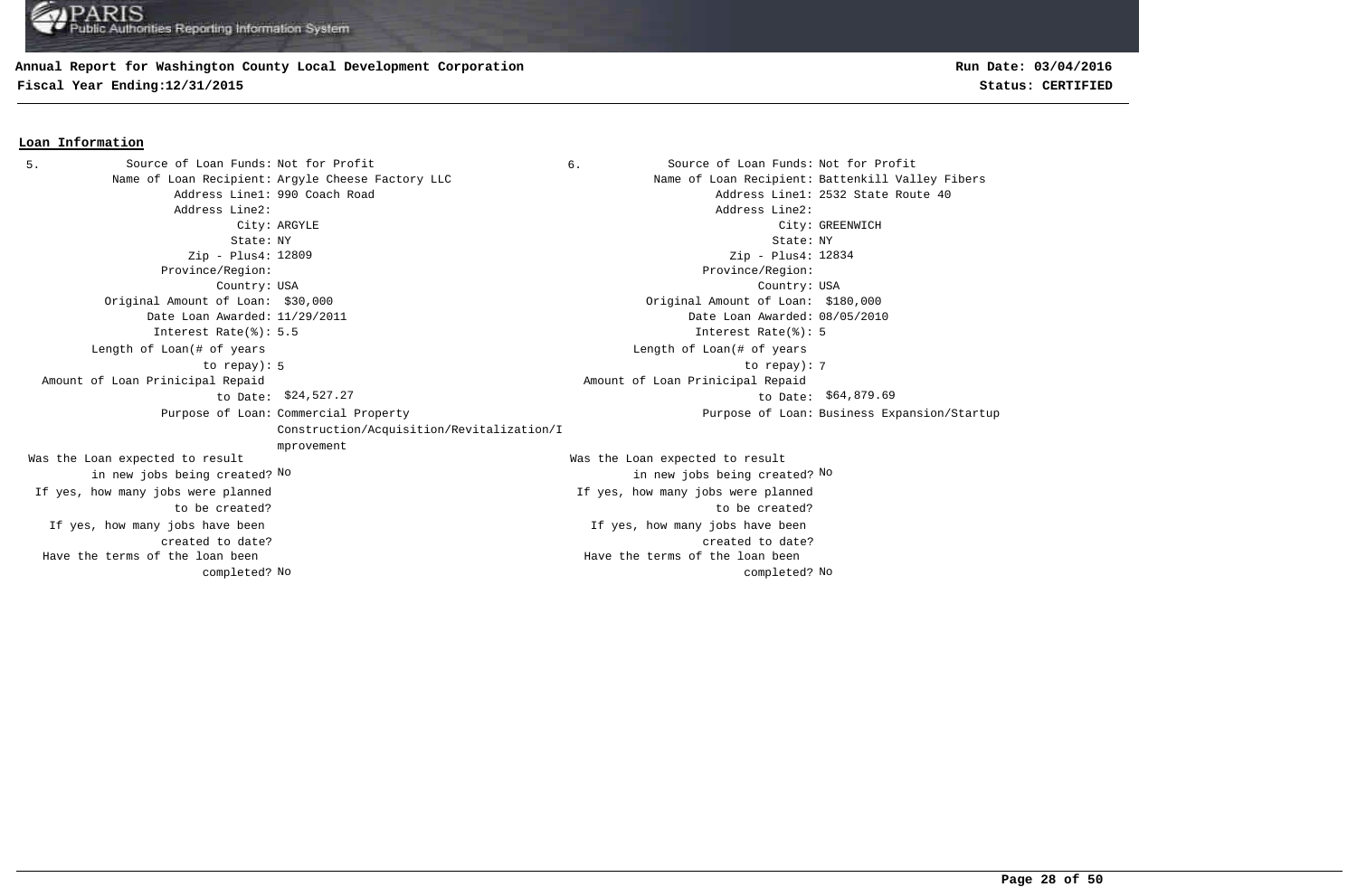**Annual Report for Washington County Local Development Corporation**
**Fiscal Year Ending:12/31/2015**

**Run Date: 03/04/2016**
**Status: CERTIFIED**

## Loan Information

**5.**

| Field | Value |
|---|---|
| Source of Loan Funds: | Not for Profit |
| Name of Loan Recipient: | Argyle Cheese Factory LLC |
| Address Line1: | 990 Coach Road |
| Address Line2: | |
| City: | ARGYLE |
| State: | NY |
| Zip - Plus4: | 12809 |
| Province/Region: | |
| Country: | USA |
| Original Amount of Loan: | $30,000 |
| Date Loan Awarded: | 11/29/2011 |
| Interest Rate(%): | 5.5 |
| Length of Loan(# of years to repay): | 5 |
| Amount of Loan Prinicipal Repaid to Date: | $24,527.27 |
| Purpose of Loan: | Commercial Property Construction/Acquisition/Revitalization/Improvement |
| Was the Loan expected to result in new jobs being created? | No |
| If yes, how many jobs were planned to be created? | |
| If yes, how many jobs have been created to date? | |
| Have the terms of the loan been completed? | No |

**6.**

| Field | Value |
|---|---|
| Source of Loan Funds: | Not for Profit |
| Name of Loan Recipient: | Battenkill Valley Fibers |
| Address Line1: | 2532 State Route 40 |
| Address Line2: | |
| City: | GREENWICH |
| State: | NY |
| Zip - Plus4: | 12834 |
| Province/Region: | |
| Country: | USA |
| Original Amount of Loan: | $180,000 |
| Date Loan Awarded: | 08/05/2010 |
| Interest Rate(%): | 5 |
| Length of Loan(# of years to repay): | 7 |
| Amount of Loan Prinicipal Repaid to Date: | $64,879.69 |
| Purpose of Loan: | Business Expansion/Startup |
| Was the Loan expected to result in new jobs being created? | No |
| If yes, how many jobs were planned to be created? | |
| If yes, how many jobs have been created to date? | |
| Have the terms of the loan been completed? | No |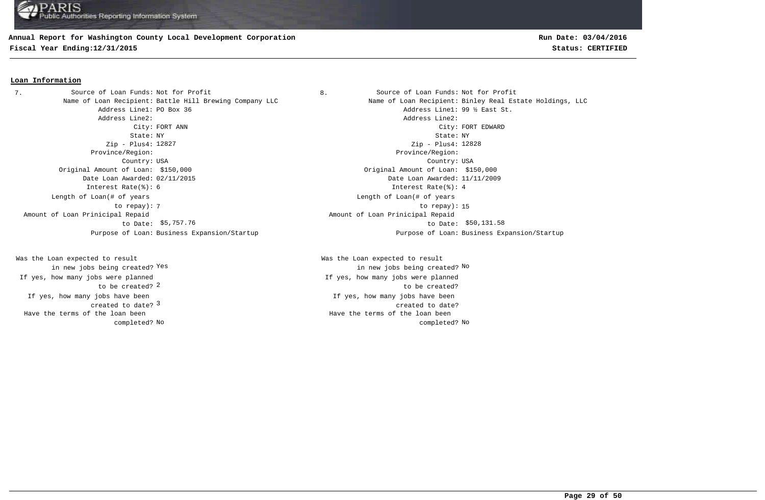**Annual Report for Washington County Local Development Corporation**
**Fiscal Year Ending:12/31/2015**

**Run Date: 03/04/2016**
**Status: CERTIFIED**

## Loan Information

7.

| Field | Value |
|---|---|
| Source of Loan Funds: | Not for Profit |
| Name of Loan Recipient: | Battle Hill Brewing Company LLC |
| Address Line1: | PO Box 36 |
| Address Line2: | |
| City: | FORT ANN |
| State: | NY |
| Zip - Plus4: | 12827 |
| Province/Region: | |
| Country: | USA |
| Original Amount of Loan: | $150,000 |
| Date Loan Awarded: | 02/11/2015 |
| Interest Rate(%): | 6 |
| Length of Loan(# of years to repay): | 7 |
| Amount of Loan Prinicipal Repaid to Date: | $5,757.76 |
| Purpose of Loan: | Business Expansion/Startup |
| Was the Loan expected to result in new jobs being created? | Yes |
| If yes, how many jobs were planned to be created? | 2 |
| If yes, how many jobs have been created to date? | 3 |
| Have the terms of the loan been completed? | No |

8.

| Field | Value |
|---|---|
| Source of Loan Funds: | Not for Profit |
| Name of Loan Recipient: | Binley Real Estate Holdings, LLC |
| Address Line1: | 99 ½ East St. |
| Address Line2: | |
| City: | FORT EDWARD |
| State: | NY |
| Zip - Plus4: | 12828 |
| Province/Region: | |
| Country: | USA |
| Original Amount of Loan: | $150,000 |
| Date Loan Awarded: | 11/11/2009 |
| Interest Rate(%): | 4 |
| Length of Loan(# of years to repay): | 15 |
| Amount of Loan Prinicipal Repaid to Date: | $50,131.58 |
| Purpose of Loan: | Business Expansion/Startup |
| Was the Loan expected to result in new jobs being created? | No |
| If yes, how many jobs were planned to be created? | |
| If yes, how many jobs have been created to date? | |
| Have the terms of the loan been completed? | No |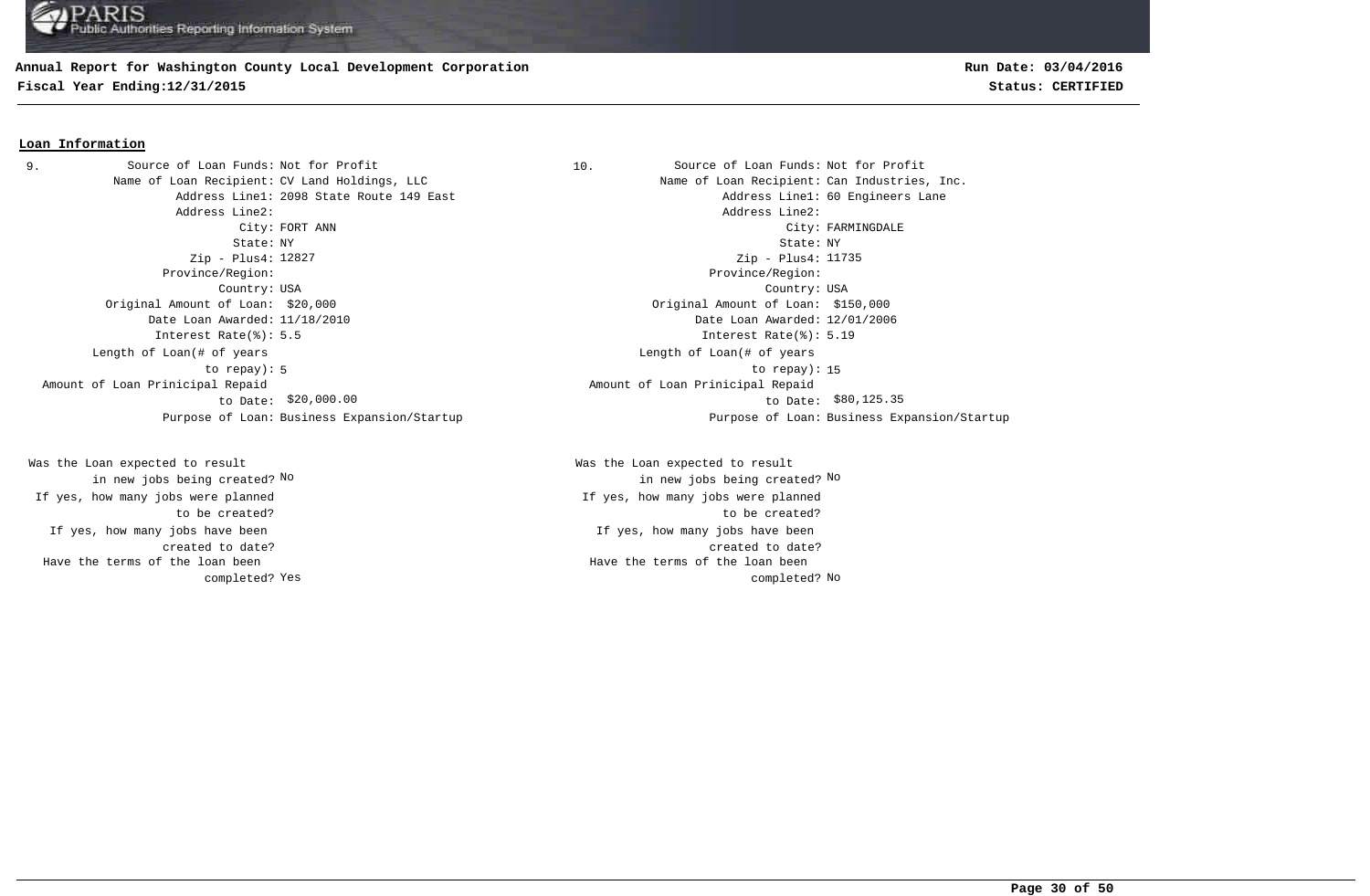## Loan Information

**9.**

- Source of Loan Funds: Not for Profit
- Name of Loan Recipient: CV Land Holdings, LLC
- Address Line1: 2098 State Route 149 East
- Address Line2:
- City: FORT ANN
- State: NY
- Zip - Plus4: 12827
- Province/Region:
- Country: USA
- Original Amount of Loan: $20,000
- Date Loan Awarded: 11/18/2010
- Interest Rate(%): 5.5
- Length of Loan(# of years to repay): 5
- Amount of Loan Prinicipal Repaid to Date: $20,000.00
- Purpose of Loan: Business Expansion/Startup
- Was the Loan expected to result in new jobs being created? No
- If yes, how many jobs were planned to be created?
- If yes, how many jobs have been created to date?
- Have the terms of the loan been completed? Yes

**10.**

- Source of Loan Funds: Not for Profit
- Name of Loan Recipient: Can Industries, Inc.
- Address Line1: 60 Engineers Lane
- Address Line2:
- City: FARMINGDALE
- State: NY
- Zip - Plus4: 11735
- Province/Region:
- Country: USA
- Original Amount of Loan: $150,000
- Date Loan Awarded: 12/01/2006
- Interest Rate(%): 5.19
- Length of Loan(# of years to repay): 15
- Amount of Loan Prinicipal Repaid to Date: $80,125.35
- Purpose of Loan: Business Expansion/Startup
- Was the Loan expected to result in new jobs being created? No
- If yes, how many jobs were planned to be created?
- If yes, how many jobs have been created to date?
- Have the terms of the loan been completed? No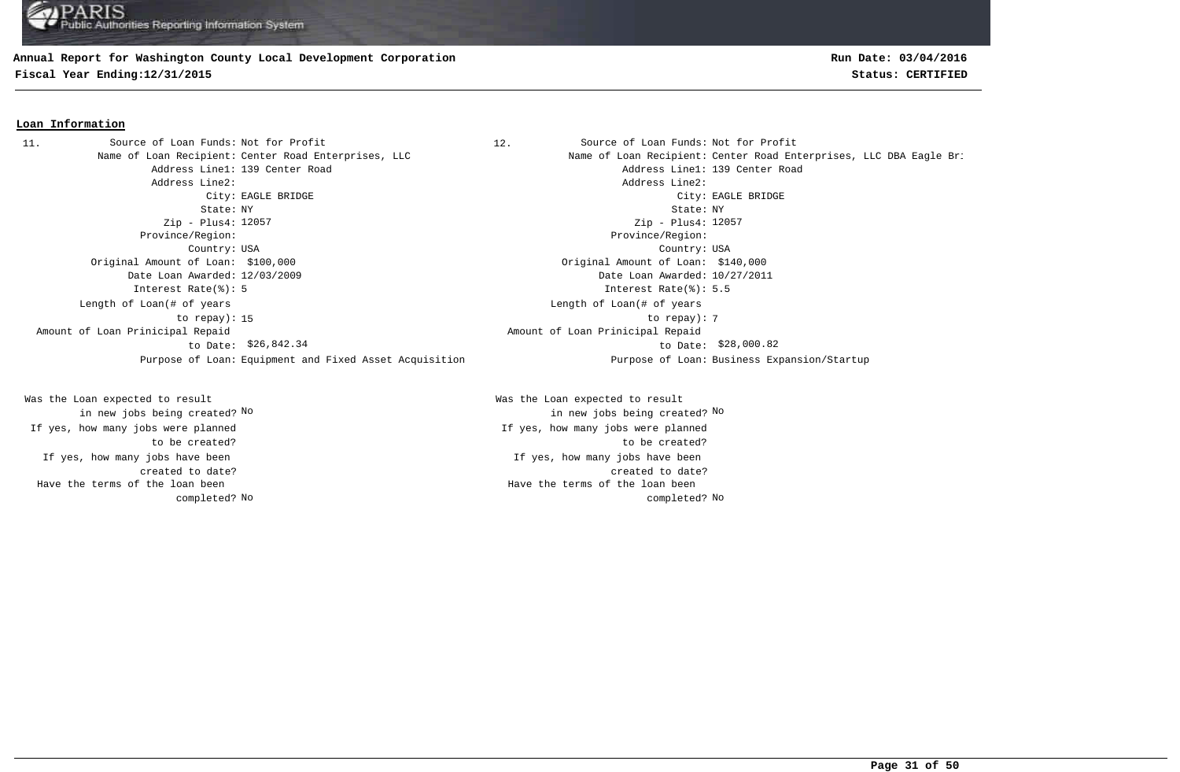## Loan Information

**11.**

| Field | Value |
|---|---|
| Source of Loan Funds: | Not for Profit |
| Name of Loan Recipient: | Center Road Enterprises, LLC |
| Address Line1: | 139 Center Road |
| Address Line2: | |
| City: | EAGLE BRIDGE |
| State: | NY |
| Zip - Plus4: | 12057 |
| Province/Region: | |
| Country: | USA |
| Original Amount of Loan: | $100,000 |
| Date Loan Awarded: | 12/03/2009 |
| Interest Rate(%): | 5 |
| Length of Loan(# of years to repay): | 15 |
| Amount of Loan Prinicipal Repaid to Date: | $26,842.34 |
| Purpose of Loan: | Equipment and Fixed Asset Acquisition |
| Was the Loan expected to result in new jobs being created? | No |
| If yes, how many jobs were planned to be created? | |
| If yes, how many jobs have been created to date? | |
| Have the terms of the loan been completed? | No |

**12.**

| Field | Value |
|---|---|
| Source of Loan Funds: | Not for Profit |
| Name of Loan Recipient: | Center Road Enterprises, LLC DBA Eagle Br: |
| Address Line1: | 139 Center Road |
| Address Line2: | |
| City: | EAGLE BRIDGE |
| State: | NY |
| Zip - Plus4: | 12057 |
| Province/Region: | |
| Country: | USA |
| Original Amount of Loan: | $140,000 |
| Date Loan Awarded: | 10/27/2011 |
| Interest Rate(%): | 5.5 |
| Length of Loan(# of years to repay): | 7 |
| Amount of Loan Prinicipal Repaid to Date: | $28,000.82 |
| Purpose of Loan: | Business Expansion/Startup |
| Was the Loan expected to result in new jobs being created? | No |
| If yes, how many jobs were planned to be created? | |
| If yes, how many jobs have been created to date? | |
| Have the terms of the loan been completed? | No |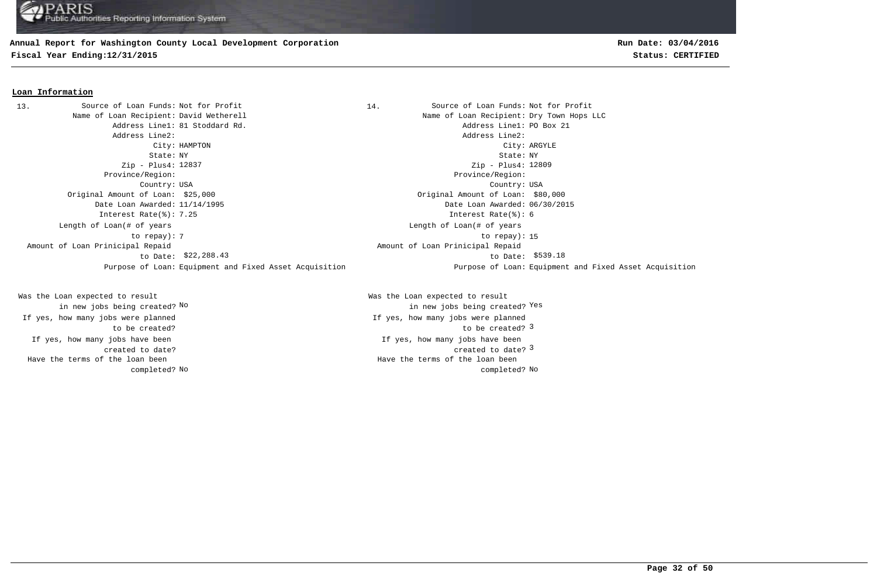## Loan Information

**13.**

| Field | Value |
|---|---|
| Source of Loan Funds: | Not for Profit |
| Name of Loan Recipient: | David Wetherell |
| Address Line1: | 81 Stoddard Rd. |
| Address Line2: | |
| City: | HAMPTON |
| State: | NY |
| Zip - Plus4: | 12837 |
| Province/Region: | |
| Country: | USA |
| Original Amount of Loan: | $25,000 |
| Date Loan Awarded: | 11/14/1995 |
| Interest Rate(%): | 7.25 |
| Length of Loan(# of years to repay): | 7 |
| Amount of Loan Prinicipal Repaid to Date: | $22,288.43 |
| Purpose of Loan: | Equipment and Fixed Asset Acquisition |
| Was the Loan expected to result in new jobs being created? | No |
| If yes, how many jobs were planned to be created? | |
| If yes, how many jobs have been created to date? | |
| Have the terms of the loan been completed? | No |

**14.**

| Field | Value |
|---|---|
| Source of Loan Funds: | Not for Profit |
| Name of Loan Recipient: | Dry Town Hops LLC |
| Address Line1: | PO Box 21 |
| Address Line2: | |
| City: | ARGYLE |
| State: | NY |
| Zip - Plus4: | 12809 |
| Province/Region: | |
| Country: | USA |
| Original Amount of Loan: | $80,000 |
| Date Loan Awarded: | 06/30/2015 |
| Interest Rate(%): | 6 |
| Length of Loan(# of years to repay): | 15 |
| Amount of Loan Prinicipal Repaid to Date: | $539.18 |
| Purpose of Loan: | Equipment and Fixed Asset Acquisition |
| Was the Loan expected to result in new jobs being created? | Yes |
| If yes, how many jobs were planned to be created? | 3 |
| If yes, how many jobs have been created to date? | 3 |
| Have the terms of the loan been completed? | No |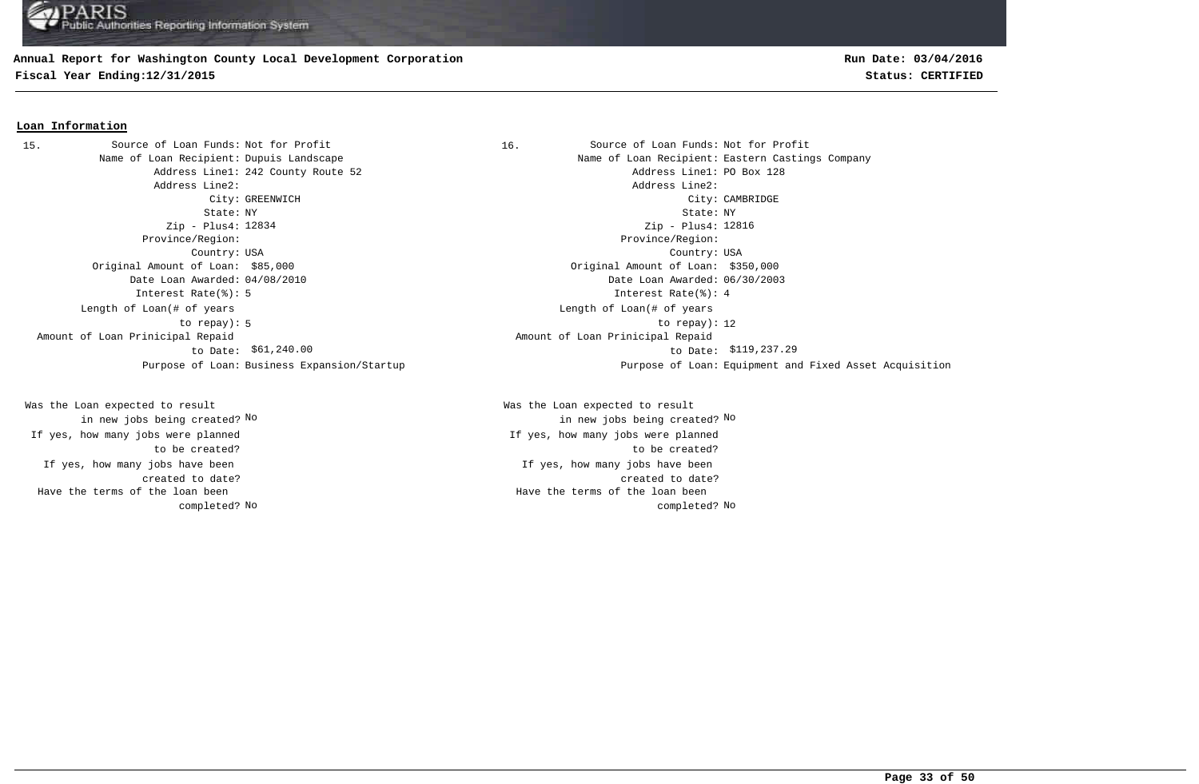## Loan Information

**15.**

| Field | Value |
| --- | --- |
| Source of Loan Funds: | Not for Profit |
| Name of Loan Recipient: | Dupuis Landscape |
| Address Line1: | 242 County Route 52 |
| Address Line2: | |
| City: | GREENWICH |
| State: | NY |
| Zip - Plus4: | 12834 |
| Province/Region: | |
| Country: | USA |
| Original Amount of Loan: | $85,000 |
| Date Loan Awarded: | 04/08/2010 |
| Interest Rate(%): | 5 |
| Length of Loan(# of years to repay): | 5 |
| Amount of Loan Prinicipal Repaid to Date: | $61,240.00 |
| Purpose of Loan: | Business Expansion/Startup |
| Was the Loan expected to result in new jobs being created? | No |
| If yes, how many jobs were planned to be created? | |
| If yes, how many jobs have been created to date? | |
| Have the terms of the loan been completed? | No |

**16.**

| Field | Value |
| --- | --- |
| Source of Loan Funds: | Not for Profit |
| Name of Loan Recipient: | Eastern Castings Company |
| Address Line1: | PO Box 128 |
| Address Line2: | |
| City: | CAMBRIDGE |
| State: | NY |
| Zip - Plus4: | 12816 |
| Province/Region: | |
| Country: | USA |
| Original Amount of Loan: | $350,000 |
| Date Loan Awarded: | 06/30/2003 |
| Interest Rate(%): | 4 |
| Length of Loan(# of years to repay): | 12 |
| Amount of Loan Prinicipal Repaid to Date: | $119,237.29 |
| Purpose of Loan: | Equipment and Fixed Asset Acquisition |
| Was the Loan expected to result in new jobs being created? | No |
| If yes, how many jobs were planned to be created? | |
| If yes, how many jobs have been created to date? | |
| Have the terms of the loan been completed? | No |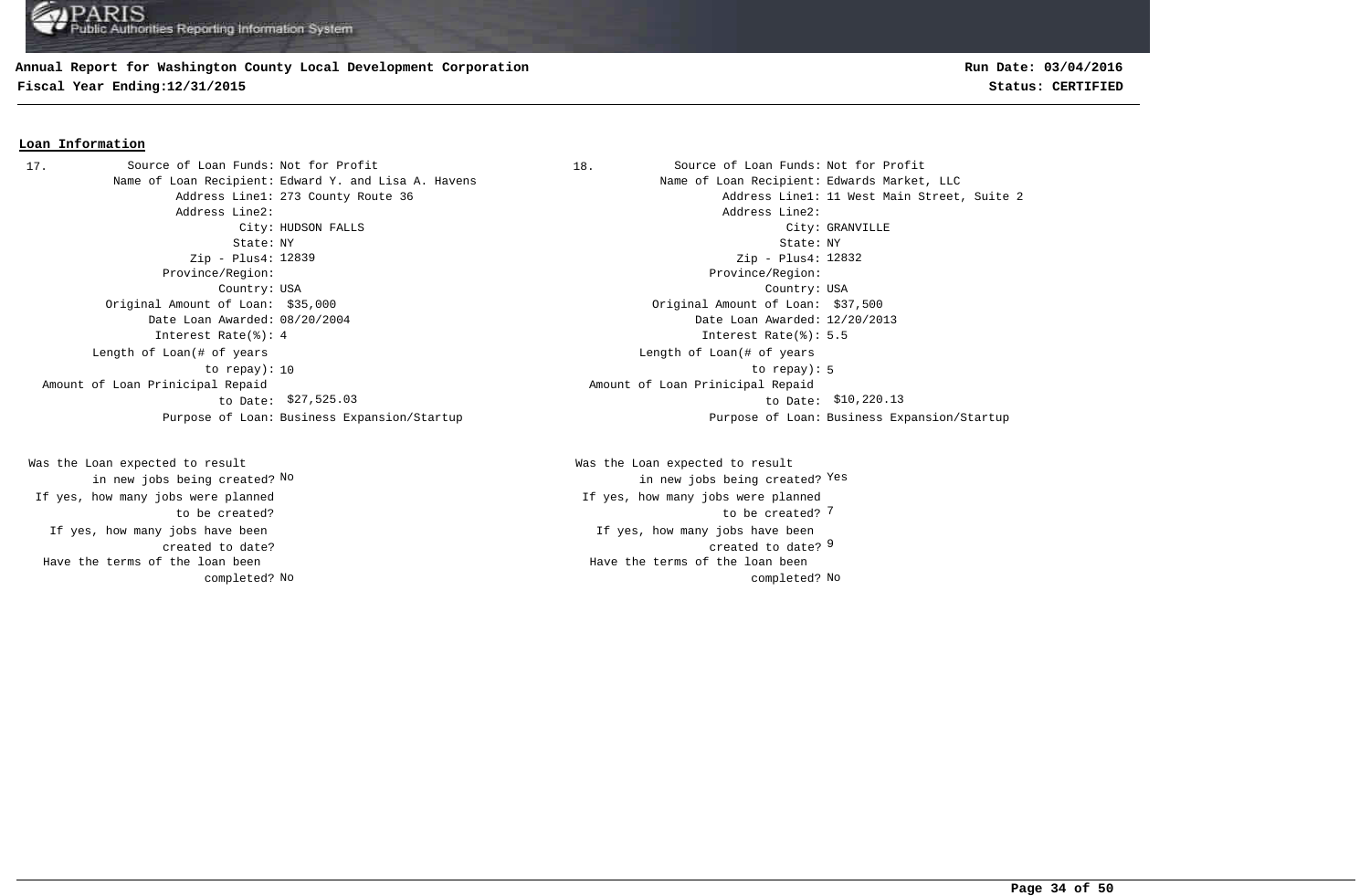**Annual Report for Washington County Local Development Corporation**
**Fiscal Year Ending:12/31/2015**

**Run Date: 03/04/2016**
**Status: CERTIFIED**

## Loan Information

**17.**

| Field | Value |
|---|---|
| Source of Loan Funds: | Not for Profit |
| Name of Loan Recipient: | Edward Y. and Lisa A. Havens |
| Address Line1: | 273 County Route 36 |
| Address Line2: | |
| City: | HUDSON FALLS |
| State: | NY |
| Zip - Plus4: | 12839 |
| Province/Region: | |
| Country: | USA |
| Original Amount of Loan: | $35,000 |
| Date Loan Awarded: | 08/20/2004 |
| Interest Rate(%): | 4 |
| Length of Loan(# of years to repay): | 10 |
| Amount of Loan Prinicipal Repaid to Date: | $27,525.03 |
| Purpose of Loan: | Business Expansion/Startup |
| Was the Loan expected to result in new jobs being created? | No |
| If yes, how many jobs were planned to be created? | |
| If yes, how many jobs have been created to date? | |
| Have the terms of the loan been completed? | No |

**18.**

| Field | Value |
|---|---|
| Source of Loan Funds: | Not for Profit |
| Name of Loan Recipient: | Edwards Market, LLC |
| Address Line1: | 11 West Main Street, Suite 2 |
| Address Line2: | |
| City: | GRANVILLE |
| State: | NY |
| Zip - Plus4: | 12832 |
| Province/Region: | |
| Country: | USA |
| Original Amount of Loan: | $37,500 |
| Date Loan Awarded: | 12/20/2013 |
| Interest Rate(%): | 5.5 |
| Length of Loan(# of years to repay): | 5 |
| Amount of Loan Prinicipal Repaid to Date: | $10,220.13 |
| Purpose of Loan: | Business Expansion/Startup |
| Was the Loan expected to result in new jobs being created? | Yes |
| If yes, how many jobs were planned to be created? | 7 |
| If yes, how many jobs have been created to date? | 9 |
| Have the terms of the loan been completed? | No |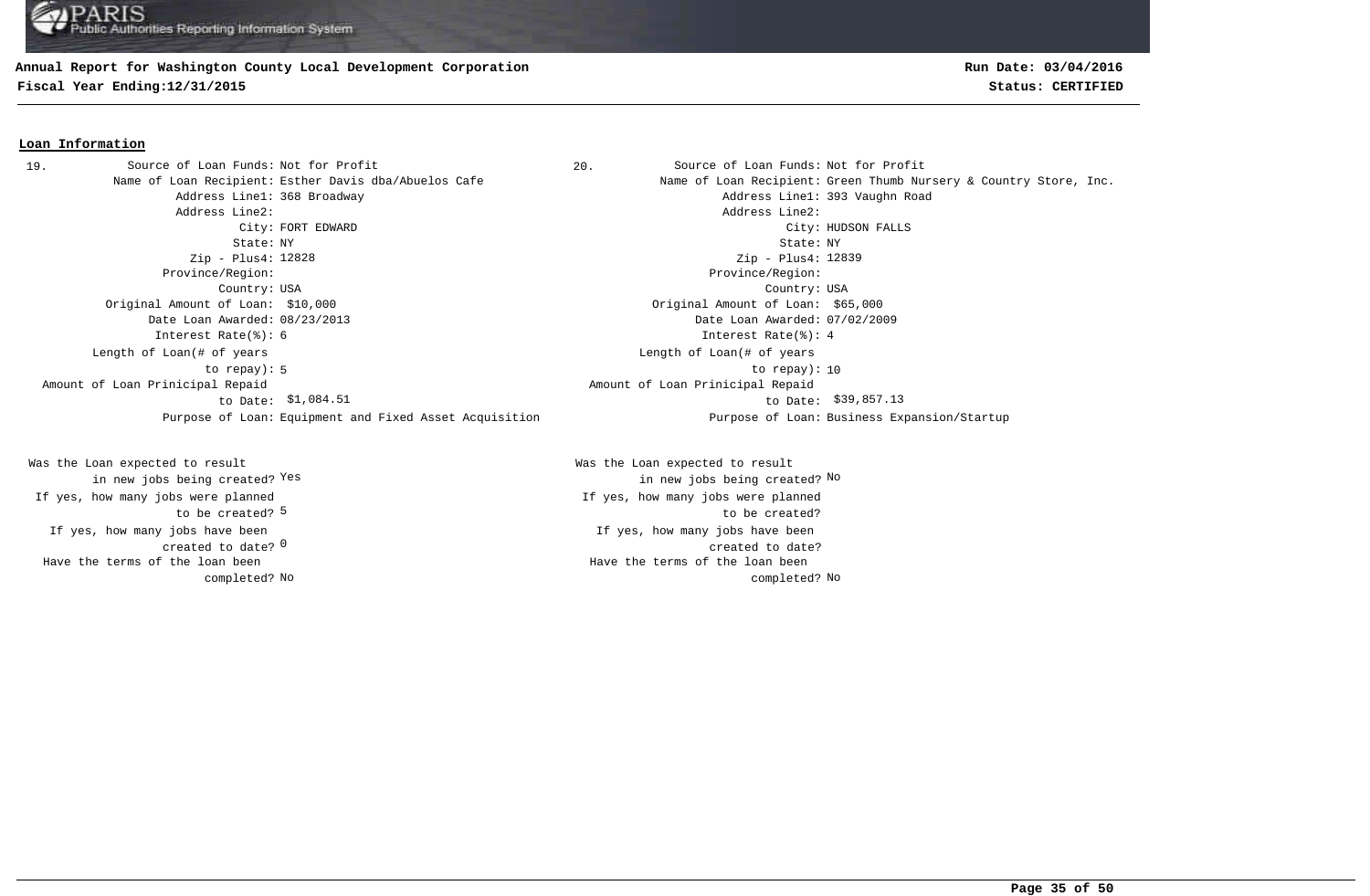**Annual Report for Washington County Local Development Corporation**

**Fiscal Year Ending:12/31/2015**

**Run Date: 03/04/2016**

**Status: CERTIFIED**

## Loan Information

**19.**

Source of Loan Funds: Not for Profit
Name of Loan Recipient: Esther Davis dba/Abuelos Cafe
Address Line1: 368 Broadway
Address Line2:
City: FORT EDWARD
State: NY
Zip - Plus4: 12828
Province/Region:
Country: USA
Original Amount of Loan: $10,000
Date Loan Awarded: 08/23/2013
Interest Rate(%): 6
Length of Loan(# of years to repay): 5
Amount of Loan Prinicipal Repaid to Date: $1,084.51
Purpose of Loan: Equipment and Fixed Asset Acquisition

Was the Loan expected to result in new jobs being created? Yes
If yes, how many jobs were planned to be created? 5
If yes, how many jobs have been created to date? 0
Have the terms of the loan been completed? No

**20.**

Source of Loan Funds: Not for Profit
Name of Loan Recipient: Green Thumb Nursery & Country Store, Inc.
Address Line1: 393 Vaughn Road
Address Line2:
City: HUDSON FALLS
State: NY
Zip - Plus4: 12839
Province/Region:
Country: USA
Original Amount of Loan: $65,000
Date Loan Awarded: 07/02/2009
Interest Rate(%): 4
Length of Loan(# of years to repay): 10
Amount of Loan Prinicipal Repaid to Date: $39,857.13
Purpose of Loan: Business Expansion/Startup

Was the Loan expected to result in new jobs being created? No
If yes, how many jobs were planned to be created?
If yes, how many jobs have been created to date?
Have the terms of the loan been completed? No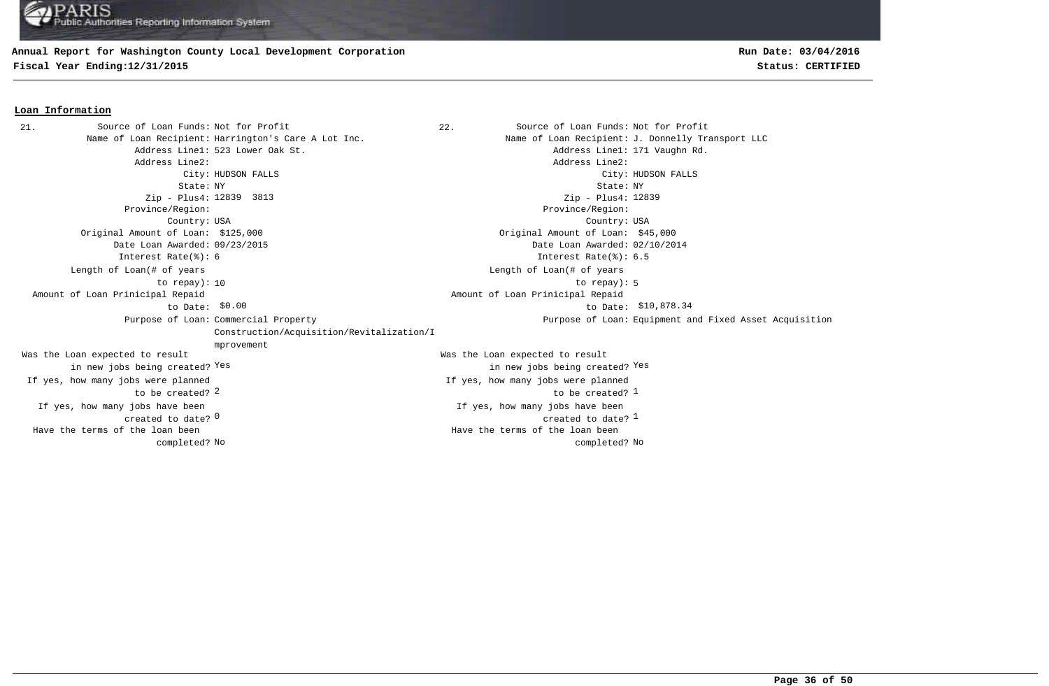## Loan Information

**21.**

- Source of Loan Funds: Not for Profit
- Name of Loan Recipient: Harrington's Care A Lot Inc.
- Address Line1: 523 Lower Oak St.
- Address Line2:
- City: HUDSON FALLS
- State: NY
- Zip - Plus4: 12839 3813
- Province/Region:
- Country: USA
- Original Amount of Loan: $125,000
- Date Loan Awarded: 09/23/2015
- Interest Rate(%): 6
- Length of Loan(# of years to repay): 10
- Amount of Loan Prinicipal Repaid to Date: $0.00
- Purpose of Loan: Commercial Property Construction/Acquisition/Revitalization/Improvement
- Was the Loan expected to result in new jobs being created? Yes
- If yes, how many jobs were planned to be created? 2
- If yes, how many jobs have been created to date? 0
- Have the terms of the loan been completed? No

**22.**

- Source of Loan Funds: Not for Profit
- Name of Loan Recipient: J. Donnelly Transport LLC
- Address Line1: 171 Vaughn Rd.
- Address Line2:
- City: HUDSON FALLS
- State: NY
- Zip - Plus4: 12839
- Province/Region:
- Country: USA
- Original Amount of Loan: $45,000
- Date Loan Awarded: 02/10/2014
- Interest Rate(%): 6.5
- Length of Loan(# of years to repay): 5
- Amount of Loan Prinicipal Repaid to Date: $10,878.34
- Purpose of Loan: Equipment and Fixed Asset Acquisition
- Was the Loan expected to result in new jobs being created? Yes
- If yes, how many jobs were planned to be created? 1
- If yes, how many jobs have been created to date? 1
- Have the terms of the loan been completed? No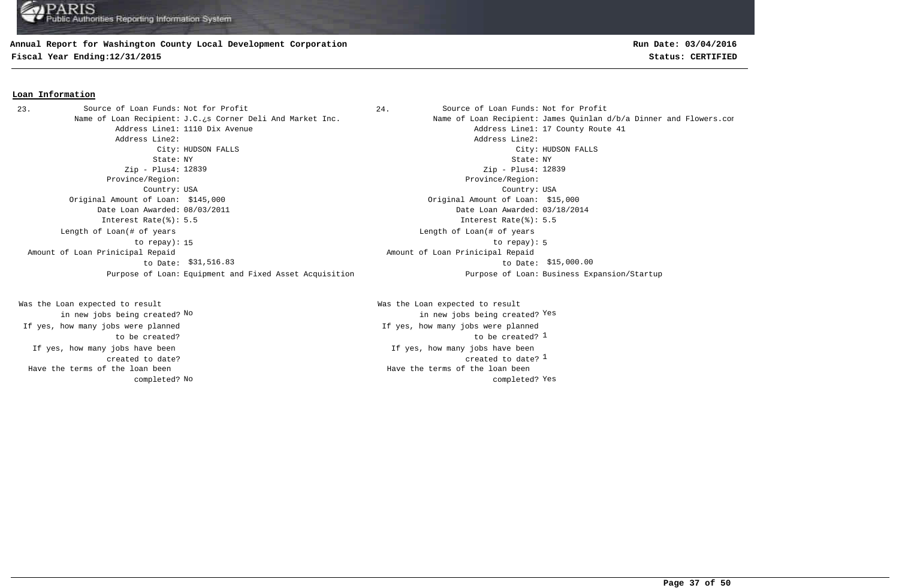**Annual Report for Washington County Local Development Corporation**
**Fiscal Year Ending:12/31/2015**

**Run Date: 03/04/2016**
**Status: CERTIFIED**

## Loan Information

**23.**

| Field | Value |
|---|---|
| Source of Loan Funds: | Not for Profit |
| Name of Loan Recipient: | J.C.¿s Corner Deli And Market Inc. |
| Address Line1: | 1110 Dix Avenue |
| Address Line2: | |
| City: | HUDSON FALLS |
| State: | NY |
| Zip - Plus4: | 12839 |
| Province/Region: | |
| Country: | USA |
| Original Amount of Loan: | $145,000 |
| Date Loan Awarded: | 08/03/2011 |
| Interest Rate(%): | 5.5 |
| Length of Loan(# of years to repay): | 15 |
| Amount of Loan Prinicipal Repaid to Date: | $31,516.83 |
| Purpose of Loan: | Equipment and Fixed Asset Acquisition |
| Was the Loan expected to result in new jobs being created? | No |
| If yes, how many jobs were planned to be created? | |
| If yes, how many jobs have been created to date? | |
| Have the terms of the loan been completed? | No |

**24.**

| Field | Value |
|---|---|
| Source of Loan Funds: | Not for Profit |
| Name of Loan Recipient: | James Quinlan d/b/a Dinner and Flowers.cor |
| Address Line1: | 17 County Route 41 |
| Address Line2: | |
| City: | HUDSON FALLS |
| State: | NY |
| Zip - Plus4: | 12839 |
| Province/Region: | |
| Country: | USA |
| Original Amount of Loan: | $15,000 |
| Date Loan Awarded: | 03/18/2014 |
| Interest Rate(%): | 5.5 |
| Length of Loan(# of years to repay): | 5 |
| Amount of Loan Prinicipal Repaid to Date: | $15,000.00 |
| Purpose of Loan: | Business Expansion/Startup |
| Was the Loan expected to result in new jobs being created? | Yes |
| If yes, how many jobs were planned to be created? | 1 |
| If yes, how many jobs have been created to date? | 1 |
| Have the terms of the loan been completed? | Yes |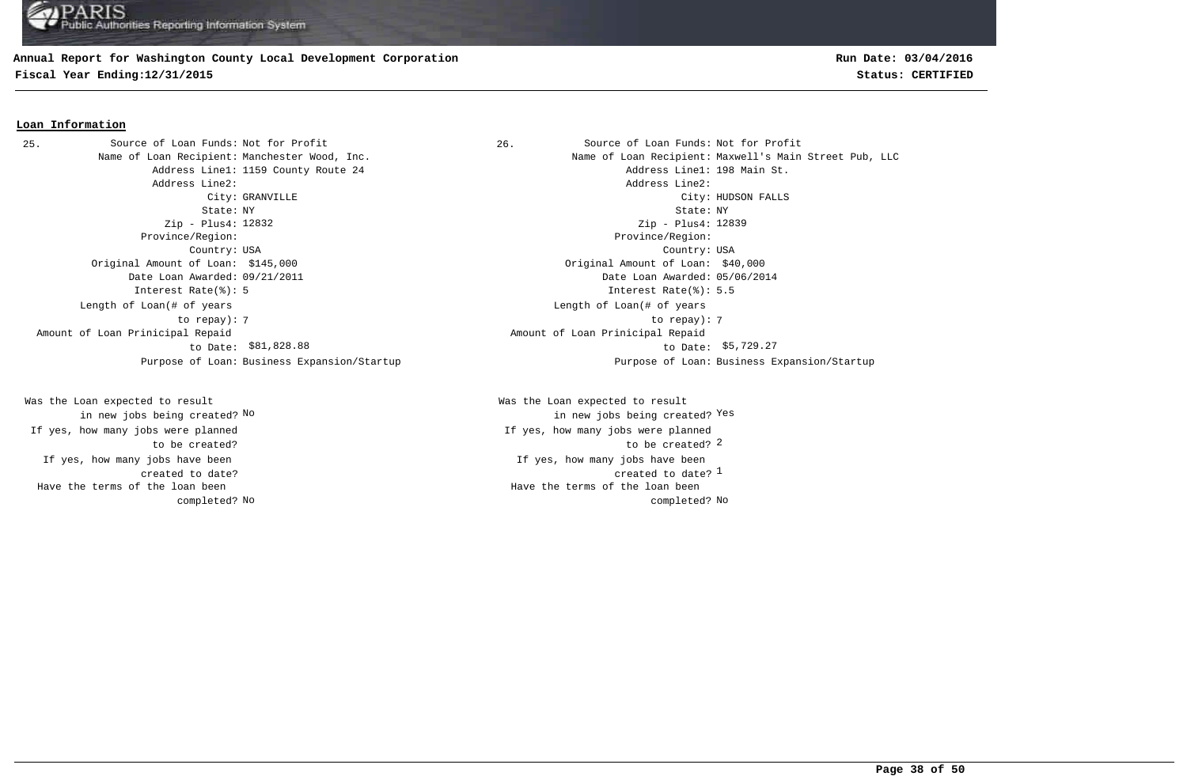## Loan Information

**25.**

- Source of Loan Funds: Not for Profit
- Name of Loan Recipient: Manchester Wood, Inc.
- Address Line1: 1159 County Route 24
- Address Line2:
- City: GRANVILLE
- State: NY
- Zip - Plus4: 12832
- Province/Region:
- Country: USA
- Original Amount of Loan: $145,000
- Date Loan Awarded: 09/21/2011
- Interest Rate(%): 5
- Length of Loan(# of years to repay): 7
- Amount of Loan Prinicipal Repaid to Date: $81,828.88
- Purpose of Loan: Business Expansion/Startup

- Was the Loan expected to result in new jobs being created? No
- If yes, how many jobs were planned to be created?
- If yes, how many jobs have been created to date?
- Have the terms of the loan been completed? No

**26.**

- Source of Loan Funds: Not for Profit
- Name of Loan Recipient: Maxwell's Main Street Pub, LLC
- Address Line1: 198 Main St.
- Address Line2:
- City: HUDSON FALLS
- State: NY
- Zip - Plus4: 12839
- Province/Region:
- Country: USA
- Original Amount of Loan: $40,000
- Date Loan Awarded: 05/06/2014
- Interest Rate(%): 5.5
- Length of Loan(# of years to repay): 7
- Amount of Loan Prinicipal Repaid to Date: $5,729.27
- Purpose of Loan: Business Expansion/Startup

- Was the Loan expected to result in new jobs being created? Yes
- If yes, how many jobs were planned to be created? 2
- If yes, how many jobs have been created to date? 1
- Have the terms of the loan been completed? No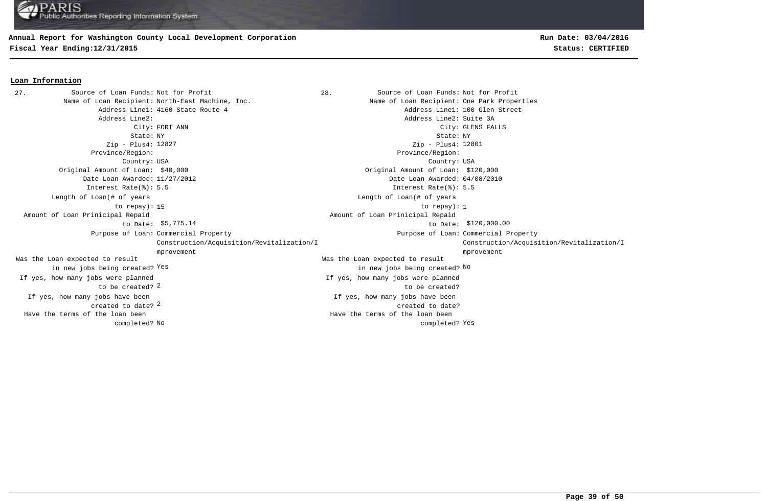## Loan Information

**27.**

| Field | Value |
|---|---|
| Source of Loan Funds: | Not for Profit |
| Name of Loan Recipient: | North-East Machine, Inc. |
| Address Line1: | 4160 State Route 4 |
| Address Line2: | |
| City: | FORT ANN |
| State: | NY |
| Zip - Plus4: | 12827 |
| Province/Region: | |
| Country: | USA |
| Original Amount of Loan: | $40,000 |
| Date Loan Awarded: | 11/27/2012 |
| Interest Rate(%): | 5.5 |
| Length of Loan(# of years to repay): | 15 |
| Amount of Loan Prinicipal Repaid to Date: | $5,775.14 |
| Purpose of Loan: | Commercial Property Construction/Acquisition/Revitalization/Improvement |
| Was the Loan expected to result in new jobs being created? | Yes |
| If yes, how many jobs were planned to be created? | 2 |
| If yes, how many jobs have been created to date? | 2 |
| Have the terms of the loan been completed? | No |

**28.**

| Field | Value |
|---|---|
| Source of Loan Funds: | Not for Profit |
| Name of Loan Recipient: | One Park Properties |
| Address Line1: | 100 Glen Street |
| Address Line2: | Suite 3A |
| City: | GLENS FALLS |
| State: | NY |
| Zip - Plus4: | 12801 |
| Province/Region: | |
| Country: | USA |
| Original Amount of Loan: | $120,000 |
| Date Loan Awarded: | 04/08/2010 |
| Interest Rate(%): | 5.5 |
| Length of Loan(# of years to repay): | 1 |
| Amount of Loan Prinicipal Repaid to Date: | $120,000.00 |
| Purpose of Loan: | Commercial Property Construction/Acquisition/Revitalization/Improvement |
| Was the Loan expected to result in new jobs being created? | No |
| If yes, how many jobs were planned to be created? | |
| If yes, how many jobs have been created to date? | |
| Have the terms of the loan been completed? | Yes |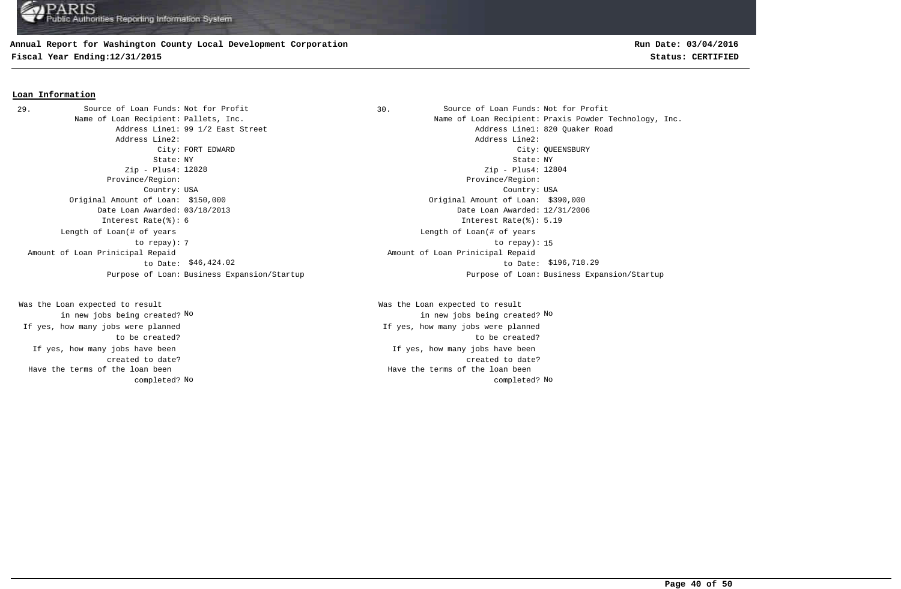**Annual Report for Washington County Local Development Corporation**
**Fiscal Year Ending:12/31/2015**

**Run Date: 03/04/2016**
**Status: CERTIFIED**

## Loan Information

**29.**

Source of Loan Funds: Not for Profit
Name of Loan Recipient: Pallets, Inc.
Address Line1: 99 1/2 East Street
Address Line2:
City: FORT EDWARD
State: NY
Zip - Plus4: 12828
Province/Region:
Country: USA
Original Amount of Loan: $150,000
Date Loan Awarded: 03/18/2013
Interest Rate(%): 6
Length of Loan(# of years to repay): 7
Amount of Loan Prinicipal Repaid to Date: $46,424.02
Purpose of Loan: Business Expansion/Startup

Was the Loan expected to result in new jobs being created? No
If yes, how many jobs were planned to be created?
If yes, how many jobs have been created to date?
Have the terms of the loan been completed? No

**30.**

Source of Loan Funds: Not for Profit
Name of Loan Recipient: Praxis Powder Technology, Inc.
Address Line1: 820 Quaker Road
Address Line2:
City: QUEENSBURY
State: NY
Zip - Plus4: 12804
Province/Region:
Country: USA
Original Amount of Loan: $390,000
Date Loan Awarded: 12/31/2006
Interest Rate(%): 5.19
Length of Loan(# of years to repay): 15
Amount of Loan Prinicipal Repaid to Date: $196,718.29
Purpose of Loan: Business Expansion/Startup

Was the Loan expected to result in new jobs being created? No
If yes, how many jobs were planned to be created?
If yes, how many jobs have been created to date?
Have the terms of the loan been completed? No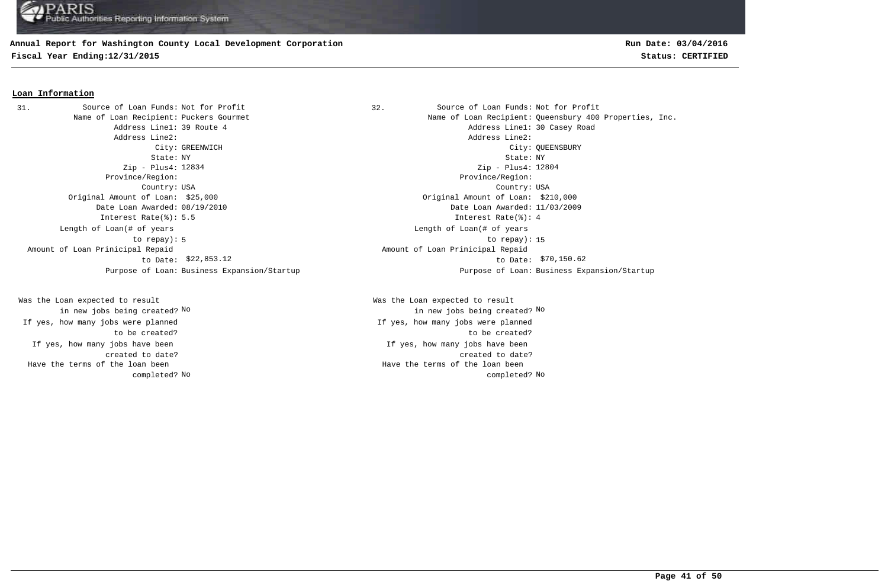**Annual Report for Washington County Local Development Corporation**
**Fiscal Year Ending:12/31/2015**

**Run Date: 03/04/2016**
**Status: CERTIFIED**

## Loan Information

**31.**

| Field | Value |
|---|---|
| Source of Loan Funds: | Not for Profit |
| Name of Loan Recipient: | Puckers Gourmet |
| Address Line1: | 39 Route 4 |
| Address Line2: | |
| City: | GREENWICH |
| State: | NY |
| Zip - Plus4: | 12834 |
| Province/Region: | |
| Country: | USA |
| Original Amount of Loan: | $25,000 |
| Date Loan Awarded: | 08/19/2010 |
| Interest Rate(%): | 5.5 |
| Length of Loan(# of years to repay): | 5 |
| Amount of Loan Prinicipal Repaid to Date: | $22,853.12 |
| Purpose of Loan: | Business Expansion/Startup |
| Was the Loan expected to result in new jobs being created? | No |
| If yes, how many jobs were planned to be created? | |
| If yes, how many jobs have been created to date? | |
| Have the terms of the loan been completed? | No |

**32.**

| Field | Value |
|---|---|
| Source of Loan Funds: | Not for Profit |
| Name of Loan Recipient: | Queensbury 400 Properties, Inc. |
| Address Line1: | 30 Casey Road |
| Address Line2: | |
| City: | QUEENSBURY |
| State: | NY |
| Zip - Plus4: | 12804 |
| Province/Region: | |
| Country: | USA |
| Original Amount of Loan: | $210,000 |
| Date Loan Awarded: | 11/03/2009 |
| Interest Rate(%): | 4 |
| Length of Loan(# of years to repay): | 15 |
| Amount of Loan Prinicipal Repaid to Date: | $70,150.62 |
| Purpose of Loan: | Business Expansion/Startup |
| Was the Loan expected to result in new jobs being created? | No |
| If yes, how many jobs were planned to be created? | |
| If yes, how many jobs have been created to date? | |
| Have the terms of the loan been completed? | No |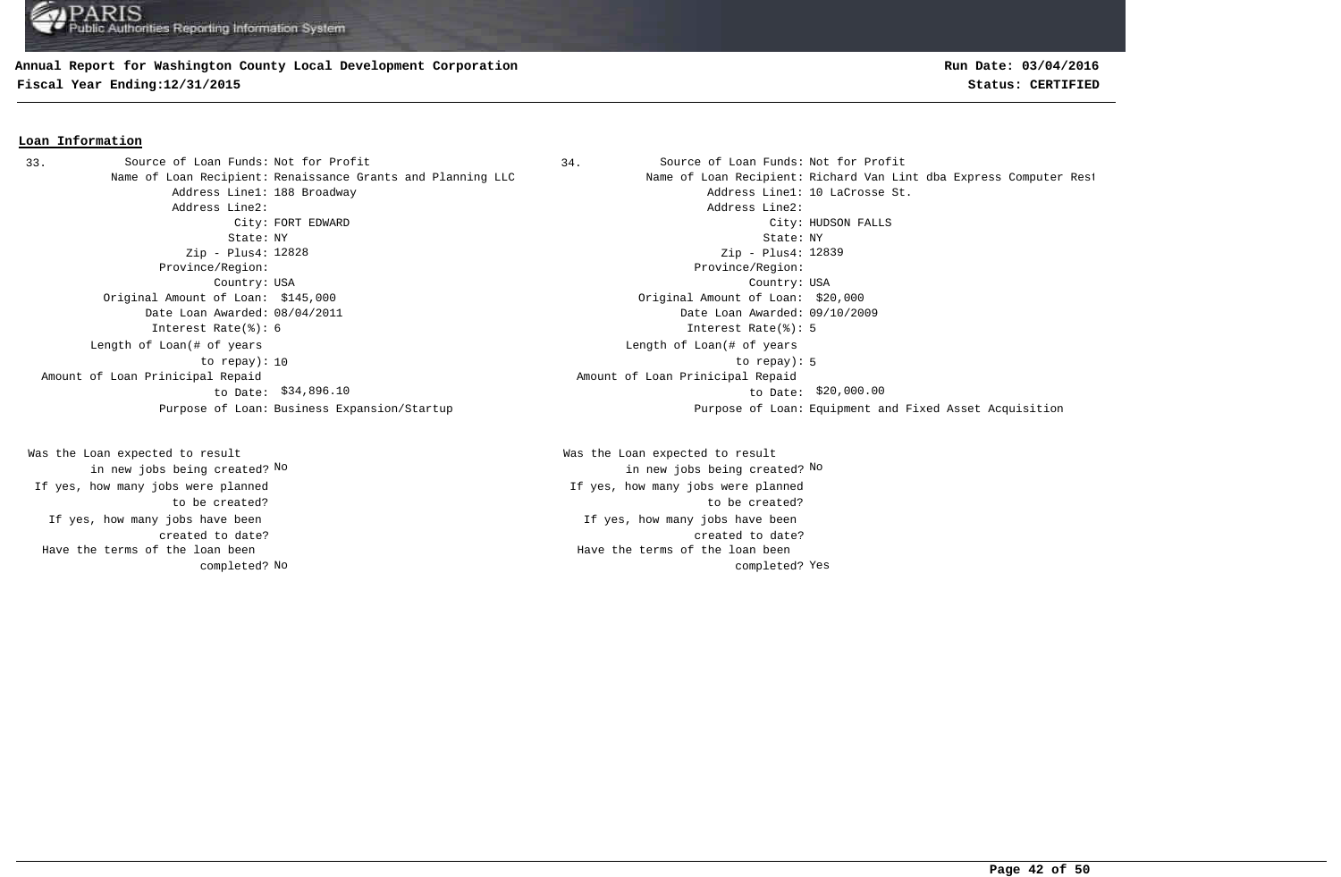## Loan Information

**33.**

Source of Loan Funds: Not for Profit
Name of Loan Recipient: Renaissance Grants and Planning LLC
Address Line1: 188 Broadway
Address Line2:
City: FORT EDWARD
State: NY
Zip - Plus4: 12828
Province/Region:
Country: USA
Original Amount of Loan: $145,000
Date Loan Awarded: 08/04/2011
Interest Rate(%): 6
Length of Loan(# of years to repay): 10
Amount of Loan Prinicipal Repaid to Date: $34,896.10
Purpose of Loan: Business Expansion/Startup

Was the Loan expected to result in new jobs being created? No
If yes, how many jobs were planned to be created?
If yes, how many jobs have been created to date?
Have the terms of the loan been completed? No

**34.**

Source of Loan Funds: Not for Profit
Name of Loan Recipient: Richard Van Lint dba Express Computer Rest
Address Line1: 10 LaCrosse St.
Address Line2:
City: HUDSON FALLS
State: NY
Zip - Plus4: 12839
Province/Region:
Country: USA
Original Amount of Loan: $20,000
Date Loan Awarded: 09/10/2009
Interest Rate(%): 5
Length of Loan(# of years to repay): 5
Amount of Loan Prinicipal Repaid to Date: $20,000.00
Purpose of Loan: Equipment and Fixed Asset Acquisition

Was the Loan expected to result in new jobs being created? No
If yes, how many jobs were planned to be created?
If yes, how many jobs have been created to date?
Have the terms of the loan been completed? Yes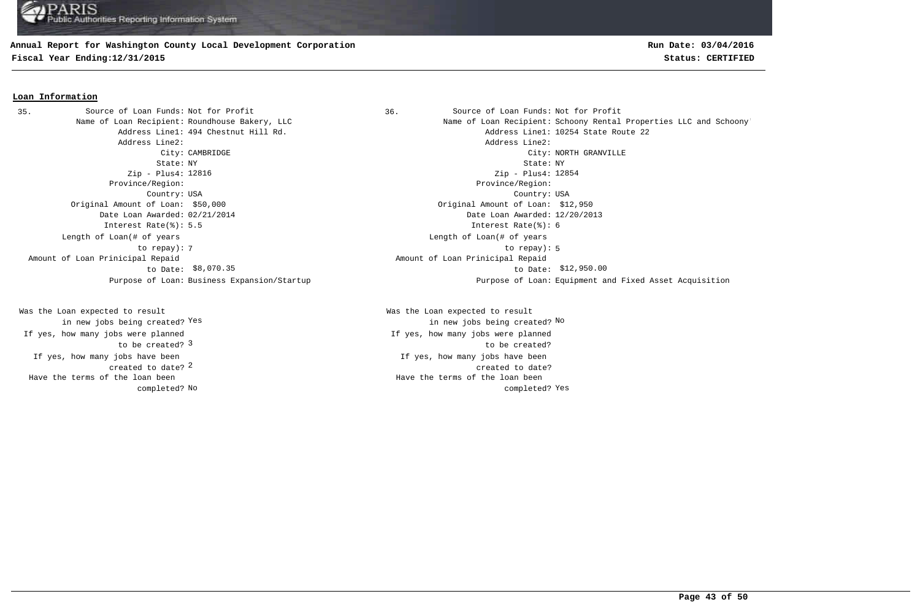**Annual Report for Washington County Local Development Corporation**
**Fiscal Year Ending:12/31/2015**

**Run Date: 03/04/2016**
**Status: CERTIFIED**

## Loan Information

**35.**

Source of Loan Funds: Not for Profit
Name of Loan Recipient: Roundhouse Bakery, LLC
Address Line1: 494 Chestnut Hill Rd.
Address Line2:
City: CAMBRIDGE
State: NY
Zip - Plus4: 12816
Province/Region:
Country: USA
Original Amount of Loan: $50,000
Date Loan Awarded: 02/21/2014
Interest Rate(%): 5.5
Length of Loan(# of years to repay): 7
Amount of Loan Prinicipal Repaid to Date: $8,070.35
Purpose of Loan: Business Expansion/Startup

Was the Loan expected to result in new jobs being created? Yes
If yes, how many jobs were planned to be created? 3
If yes, how many jobs have been created to date? 2
Have the terms of the loan been completed? No

**36.**

Source of Loan Funds: Not for Profit
Name of Loan Recipient: Schoony Rental Properties LLC and Schoony'
Address Line1: 10254 State Route 22
Address Line2:
City: NORTH GRANVILLE
State: NY
Zip - Plus4: 12854
Province/Region:
Country: USA
Original Amount of Loan: $12,950
Date Loan Awarded: 12/20/2013
Interest Rate(%): 6
Length of Loan(# of years to repay): 5
Amount of Loan Prinicipal Repaid to Date: $12,950.00
Purpose of Loan: Equipment and Fixed Asset Acquisition

Was the Loan expected to result in new jobs being created? No
If yes, how many jobs were planned to be created?
If yes, how many jobs have been created to date?
Have the terms of the loan been completed? Yes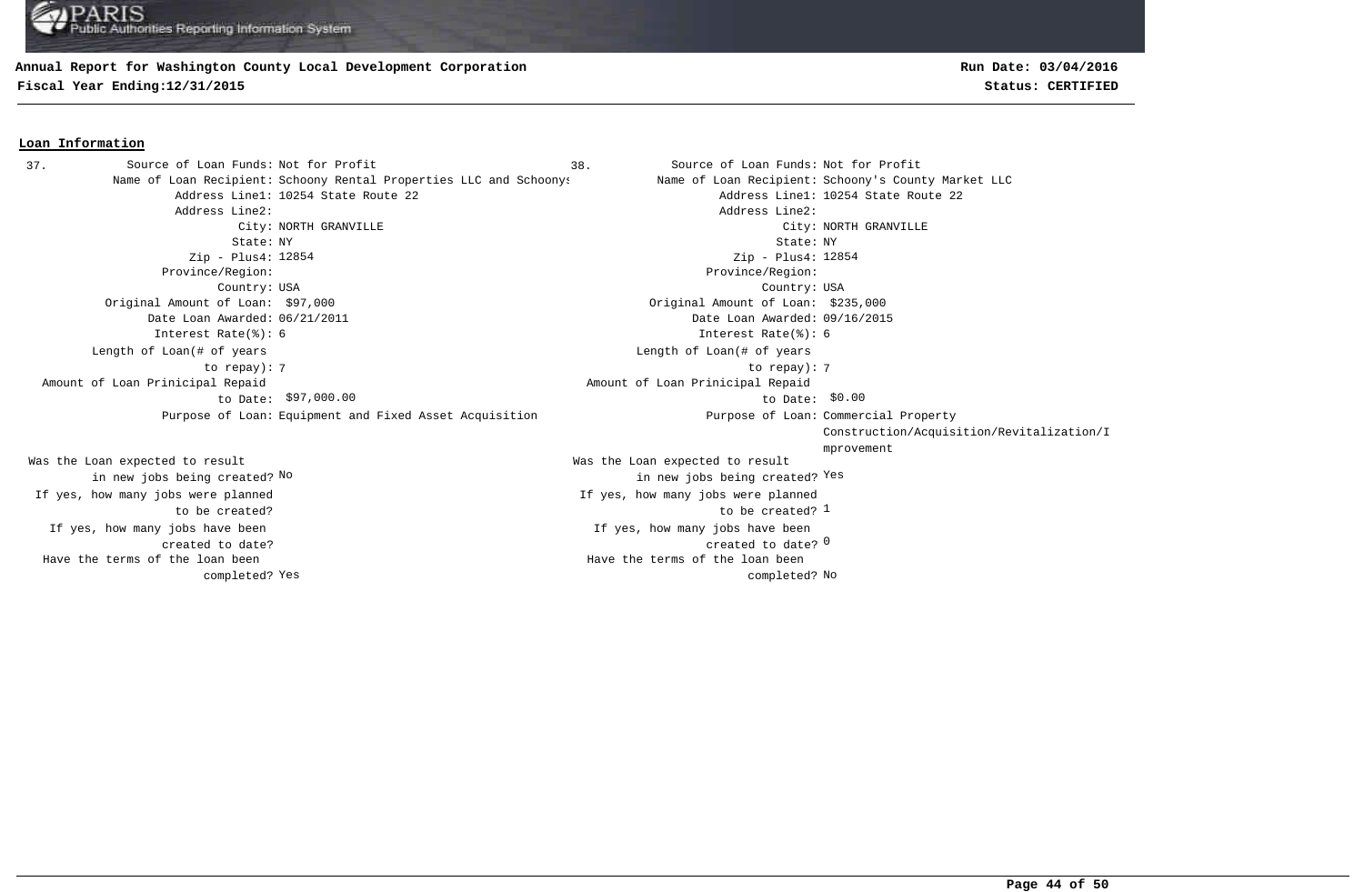**Annual Report for Washington County Local Development Corporation**
**Fiscal Year Ending:12/31/2015**

**Run Date: 03/04/2016**
**Status: CERTIFIED**

## Loan Information

**37.**

| Field | Value |
|---|---|
| Source of Loan Funds: | Not for Profit |
| Name of Loan Recipient: | Schoony Rental Properties LLC and Schoonys |
| Address Line1: | 10254 State Route 22 |
| Address Line2: | |
| City: | NORTH GRANVILLE |
| State: | NY |
| Zip - Plus4: | 12854 |
| Province/Region: | |
| Country: | USA |
| Original Amount of Loan: | $97,000 |
| Date Loan Awarded: | 06/21/2011 |
| Interest Rate(%): | 6 |
| Length of Loan(# of years to repay): | 7 |
| Amount of Loan Prinicipal Repaid to Date: | $97,000.00 |
| Purpose of Loan: | Equipment and Fixed Asset Acquisition |
| Was the Loan expected to result in new jobs being created? | No |
| If yes, how many jobs were planned to be created? | |
| If yes, how many jobs have been created to date? | |
| Have the terms of the loan been completed? | Yes |

**38.**

| Field | Value |
|---|---|
| Source of Loan Funds: | Not for Profit |
| Name of Loan Recipient: | Schoony's County Market LLC |
| Address Line1: | 10254 State Route 22 |
| Address Line2: | |
| City: | NORTH GRANVILLE |
| State: | NY |
| Zip - Plus4: | 12854 |
| Province/Region: | |
| Country: | USA |
| Original Amount of Loan: | $235,000 |
| Date Loan Awarded: | 09/16/2015 |
| Interest Rate(%): | 6 |
| Length of Loan(# of years to repay): | 7 |
| Amount of Loan Prinicipal Repaid to Date: | $0.00 |
| Purpose of Loan: | Commercial Property Construction/Acquisition/Revitalization/Improvement |
| Was the Loan expected to result in new jobs being created? | Yes |
| If yes, how many jobs were planned to be created? | 1 |
| If yes, how many jobs have been created to date? | 0 |
| Have the terms of the loan been completed? | No |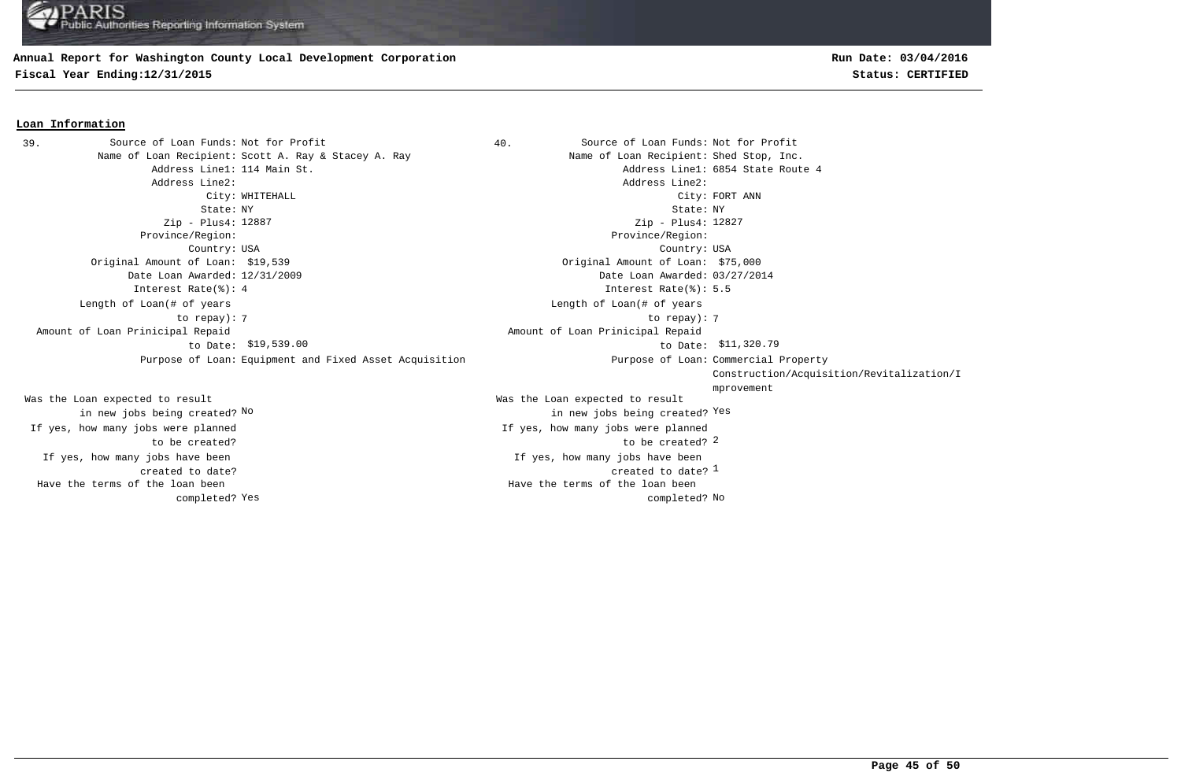**Annual Report for Washington County Local Development Corporation**
**Fiscal Year Ending:12/31/2015**

**Run Date: 03/04/2016**
**Status: CERTIFIED**

## Loan Information

**39.**

| Field | Value |
|---|---|
| Source of Loan Funds: | Not for Profit |
| Name of Loan Recipient: | Scott A. Ray & Stacey A. Ray |
| Address Line1: | 114 Main St. |
| Address Line2: | |
| City: | WHITEHALL |
| State: | NY |
| Zip - Plus4: | 12887 |
| Province/Region: | |
| Country: | USA |
| Original Amount of Loan: | $19,539 |
| Date Loan Awarded: | 12/31/2009 |
| Interest Rate(%): | 4 |
| Length of Loan(# of years to repay): | 7 |
| Amount of Loan Prinicipal Repaid to Date: | $19,539.00 |
| Purpose of Loan: | Equipment and Fixed Asset Acquisition |
| Was the Loan expected to result in new jobs being created? | No |
| If yes, how many jobs were planned to be created? | |
| If yes, how many jobs have been created to date? | |
| Have the terms of the loan been completed? | Yes |

**40.**

| Field | Value |
|---|---|
| Source of Loan Funds: | Not for Profit |
| Name of Loan Recipient: | Shed Stop, Inc. |
| Address Line1: | 6854 State Route 4 |
| Address Line2: | |
| City: | FORT ANN |
| State: | NY |
| Zip - Plus4: | 12827 |
| Province/Region: | |
| Country: | USA |
| Original Amount of Loan: | $75,000 |
| Date Loan Awarded: | 03/27/2014 |
| Interest Rate(%): | 5.5 |
| Length of Loan(# of years to repay): | 7 |
| Amount of Loan Prinicipal Repaid to Date: | $11,320.79 |
| Purpose of Loan: | Commercial Property Construction/Acquisition/Revitalization/Improvement |
| Was the Loan expected to result in new jobs being created? | Yes |
| If yes, how many jobs were planned to be created? | 2 |
| If yes, how many jobs have been created to date? | 1 |
| Have the terms of the loan been completed? | No |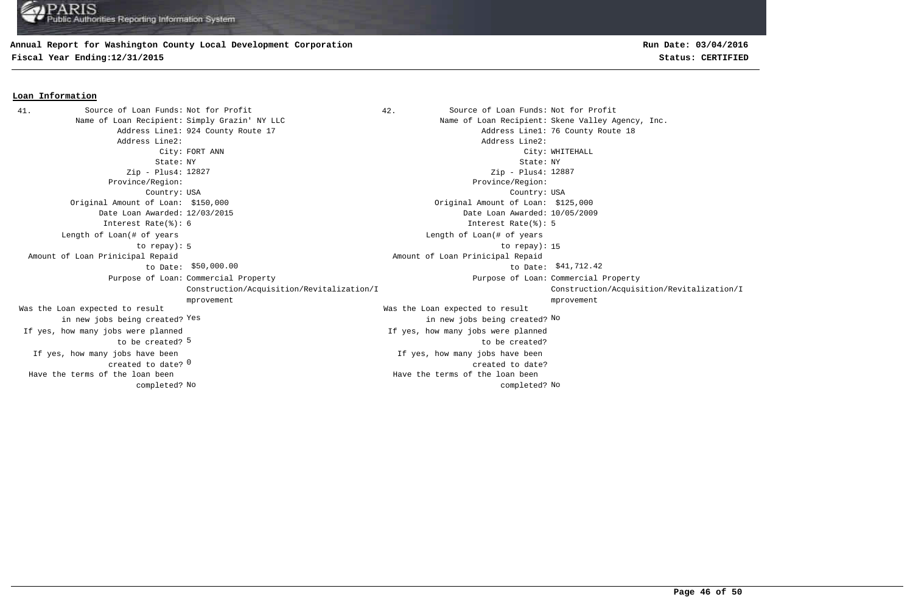## Loan Information

**41.**

| Field | Value |
|---|---|
| Source of Loan Funds | Not for Profit |
| Name of Loan Recipient | Simply Grazin' NY LLC |
| Address Line1 | 924 County Route 17 |
| Address Line2 | |
| City | FORT ANN |
| State | NY |
| Zip - Plus4 | 12827 |
| Province/Region | |
| Country | USA |
| Original Amount of Loan | $150,000 |
| Date Loan Awarded | 12/03/2015 |
| Interest Rate(%) | 6 |
| Length of Loan(# of years to repay) | 5 |
| Amount of Loan Prinicipal Repaid to Date | $50,000.00 |
| Purpose of Loan | Commercial Property Construction/Acquisition/Revitalization/Improvement |
| Was the Loan expected to result in new jobs being created? | Yes |
| If yes, how many jobs were planned to be created? | 5 |
| If yes, how many jobs have been created to date? | 0 |
| Have the terms of the loan been completed? | No |

**42.**

| Field | Value |
|---|---|
| Source of Loan Funds | Not for Profit |
| Name of Loan Recipient | Skene Valley Agency, Inc. |
| Address Line1 | 76 County Route 18 |
| Address Line2 | |
| City | WHITEHALL |
| State | NY |
| Zip - Plus4 | 12887 |
| Province/Region | |
| Country | USA |
| Original Amount of Loan | $125,000 |
| Date Loan Awarded | 10/05/2009 |
| Interest Rate(%) | 5 |
| Length of Loan(# of years to repay) | 15 |
| Amount of Loan Prinicipal Repaid to Date | $41,712.42 |
| Purpose of Loan | Commercial Property Construction/Acquisition/Revitalization/Improvement |
| Was the Loan expected to result in new jobs being created? | No |
| If yes, how many jobs were planned to be created? | |
| If yes, how many jobs have been created to date? | |
| Have the terms of the loan been completed? | No |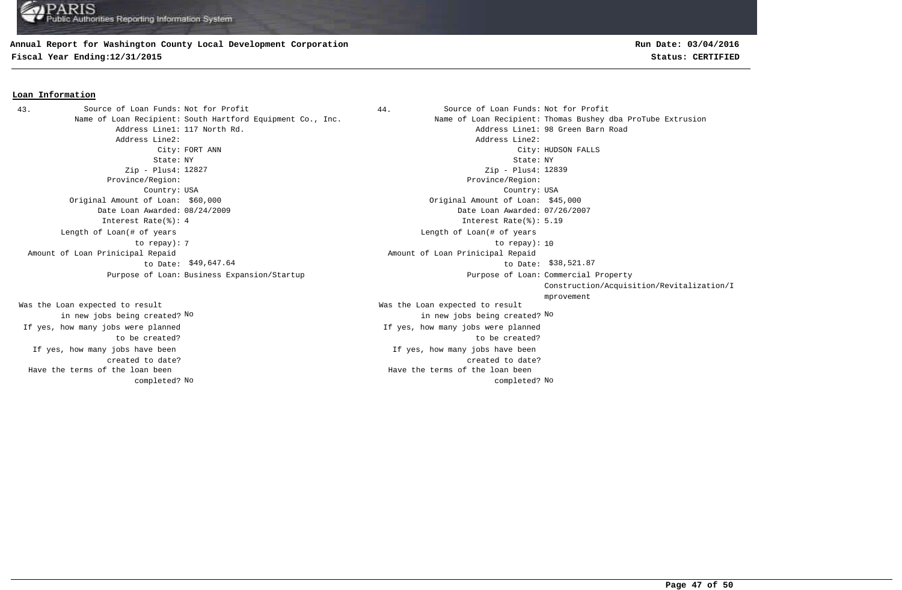**Annual Report for Washington County Local Development Corporation**
**Fiscal Year Ending:12/31/2015**

**Run Date: 03/04/2016**
**Status: CERTIFIED**

## Loan Information

**43.**

Source of Loan Funds: Not for Profit
Name of Loan Recipient: South Hartford Equipment Co., Inc.
Address Line1: 117 North Rd.
Address Line2:
City: FORT ANN
State: NY
Zip - Plus4: 12827
Province/Region:
Country: USA
Original Amount of Loan: $60,000
Date Loan Awarded: 08/24/2009
Interest Rate(%): 4
Length of Loan(# of years to repay): 7
Amount of Loan Prinicipal Repaid to Date: $49,647.64
Purpose of Loan: Business Expansion/Startup
Was the Loan expected to result in new jobs being created? No
If yes, how many jobs were planned to be created?
If yes, how many jobs have been created to date?
Have the terms of the loan been completed? No

**44.**

Source of Loan Funds: Not for Profit
Name of Loan Recipient: Thomas Bushey dba ProTube Extrusion
Address Line1: 98 Green Barn Road
Address Line2:
City: HUDSON FALLS
State: NY
Zip - Plus4: 12839
Province/Region:
Country: USA
Original Amount of Loan: $45,000
Date Loan Awarded: 07/26/2007
Interest Rate(%): 5.19
Length of Loan(# of years to repay): 10
Amount of Loan Prinicipal Repaid to Date: $38,521.87
Purpose of Loan: Commercial Property Construction/Acquisition/Revitalization/Improvement
Was the Loan expected to result in new jobs being created? No
If yes, how many jobs were planned to be created?
If yes, how many jobs have been created to date?
Have the terms of the loan been completed? No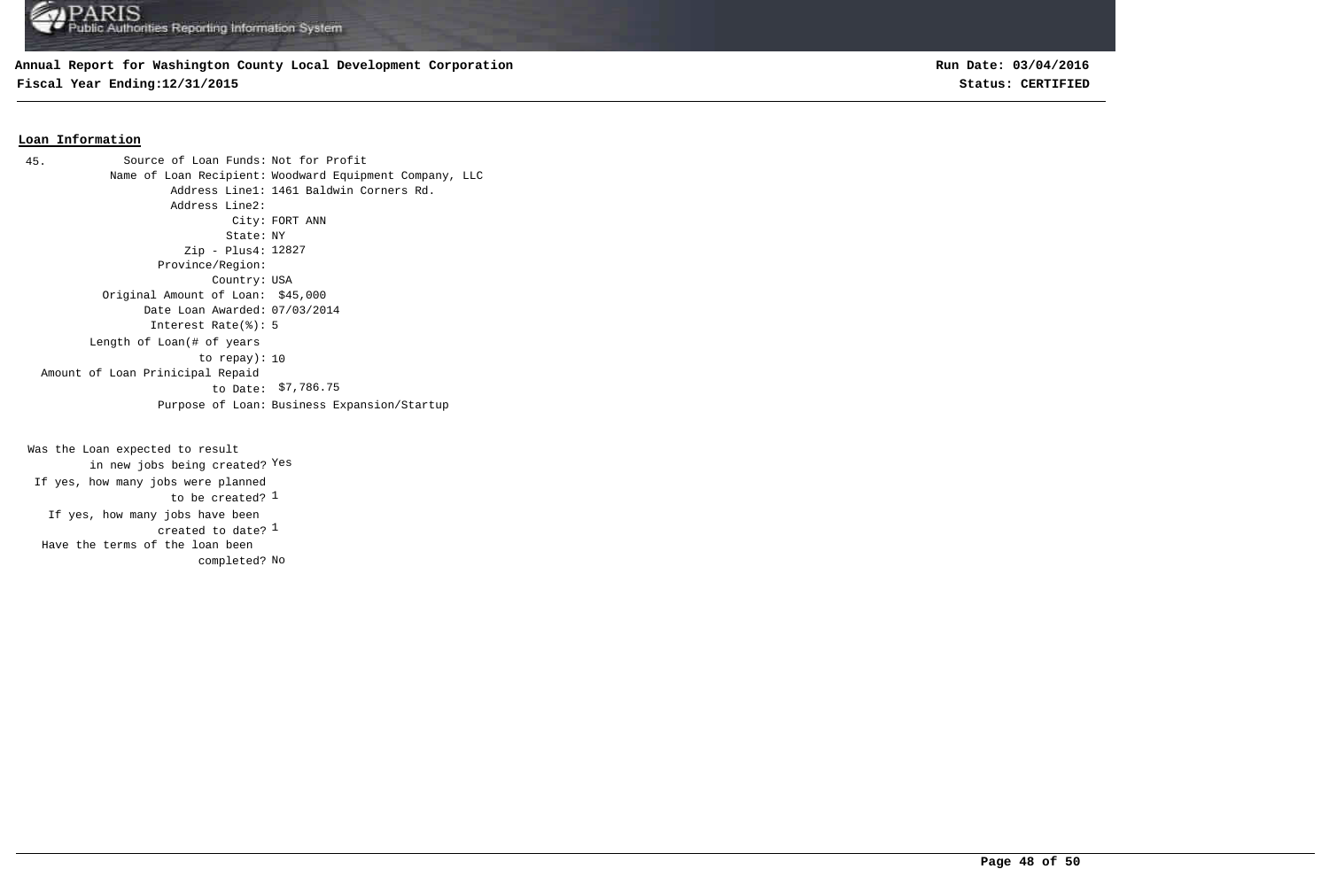**Annual Report for Washington County Local Development Corporation**

**Fiscal Year Ending:12/31/2015**

**Run Date: 03/04/2016**

**Status: CERTIFIED**

## Loan Information

45.

| Field | Value |
|---|---|
| Source of Loan Funds: | Not for Profit |
| Name of Loan Recipient: | Woodward Equipment Company, LLC |
| Address Line1: | 1461 Baldwin Corners Rd. |
| Address Line2: | |
| City: | FORT ANN |
| State: | NY |
| Zip - Plus4: | 12827 |
| Province/Region: | |
| Country: | USA |
| Original Amount of Loan: | $45,000 |
| Date Loan Awarded: | 07/03/2014 |
| Interest Rate(%): | 5 |
| Length of Loan(# of years to repay): | 10 |
| Amount of Loan Prinicipal Repaid to Date: | $7,786.75 |
| Purpose of Loan: | Business Expansion/Startup |

| Question | Answer |
|---|---|
| Was the Loan expected to result in new jobs being created? | Yes |
| If yes, how many jobs were planned to be created? | 1 |
| If yes, how many jobs have been created to date? | 1 |
| Have the terms of the loan been completed? | No |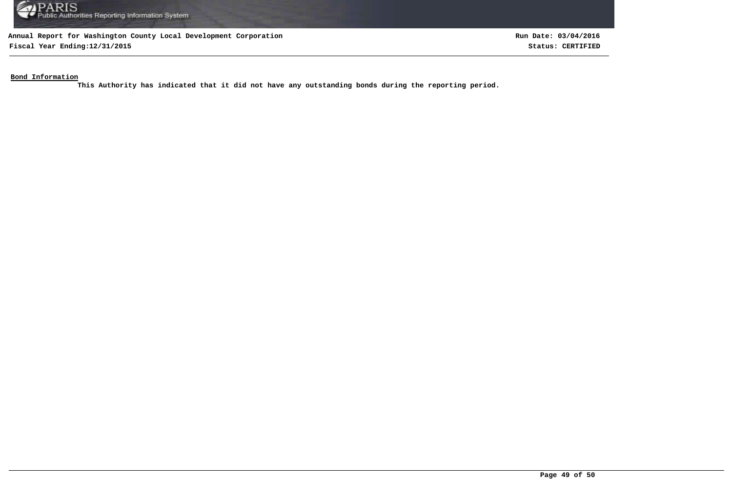## Bond Information

**This Authority has indicated that it did not have any outstanding bonds during the reporting period.**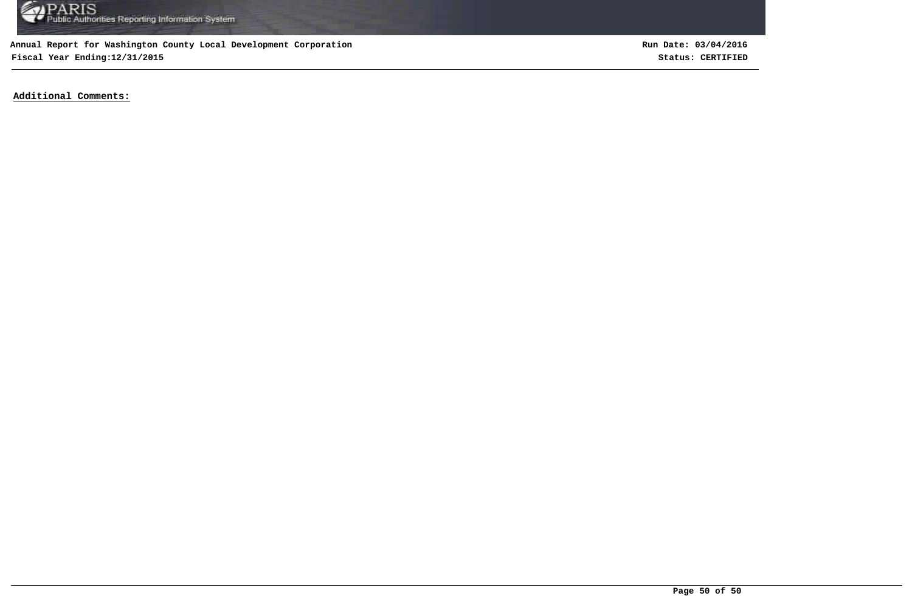**Additional Comments:**